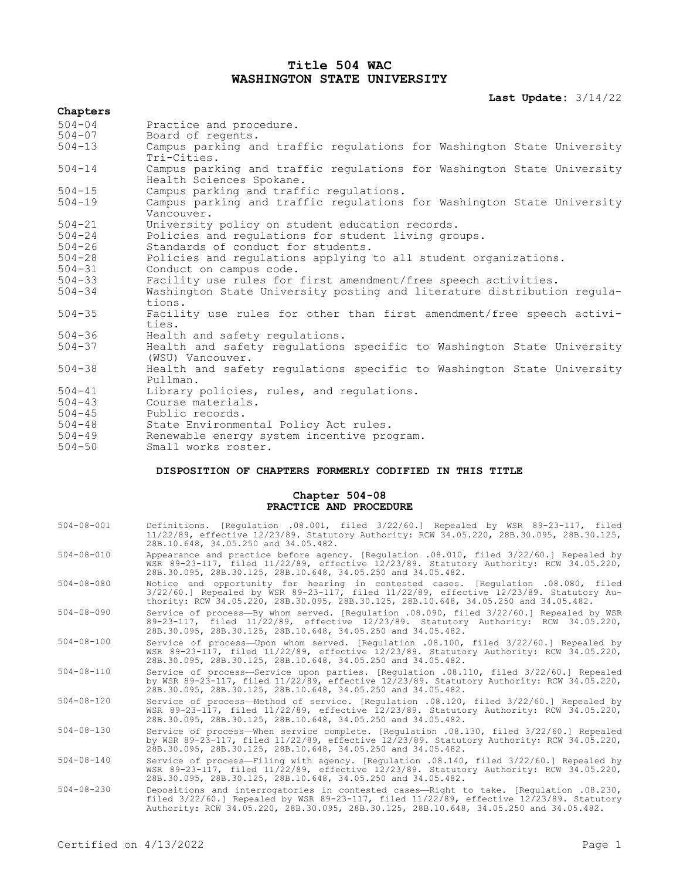# Title 504 WAC
# WASHINGTON STATE UNIVERSITY

**Last Update:** 3/14/22

**Chapters**

| | |
|---|---|
| 504-04 | Practice and procedure. |
| 504-07 | Board of regents. |
| 504-13 | Campus parking and traffic regulations for Washington State University Tri-Cities. |
| 504-14 | Campus parking and traffic regulations for Washington State University Health Sciences Spokane. |
| 504-15 | Campus parking and traffic regulations. |
| 504-19 | Campus parking and traffic regulations for Washington State University Vancouver. |
| 504-21 | University policy on student education records. |
| 504-24 | Policies and regulations for student living groups. |
| 504-26 | Standards of conduct for students. |
| 504-28 | Policies and regulations applying to all student organizations. |
| 504-31 | Conduct on campus code. |
| 504-33 | Facility use rules for first amendment/free speech activities. |
| 504-34 | Washington State University posting and literature distribution regulations. |
| 504-35 | Facility use rules for other than first amendment/free speech activities. |
| 504-36 | Health and safety regulations. |
| 504-37 | Health and safety regulations specific to Washington State University (WSU) Vancouver. |
| 504-38 | Health and safety regulations specific to Washington State University Pullman. |
| 504-41 | Library policies, rules, and regulations. |
| 504-43 | Course materials. |
| 504-45 | Public records. |
| 504-48 | State Environmental Policy Act rules. |
| 504-49 | Renewable energy system incentive program. |
| 504-50 | Small works roster. |

### DISPOSITION OF CHAPTERS FORMERLY CODIFIED IN THIS TITLE

### Chapter 504-08
### PRACTICE AND PROCEDURE

| | |
|---|---|
| 504-08-001 | Definitions. [Regulation .08.001, filed 3/22/60.] Repealed by WSR 89-23-117, filed 11/22/89, effective 12/23/89. Statutory Authority: RCW 34.05.220, 28B.30.095, 28B.30.125, 28B.10.648, 34.05.250 and 34.05.482. |
| 504-08-010 | Appearance and practice before agency. [Regulation .08.010, filed 3/22/60.] Repealed by WSR 89-23-117, filed 11/22/89, effective 12/23/89. Statutory Authority: RCW 34.05.220, 28B.30.095, 28B.30.125, 28B.10.648, 34.05.250 and 34.05.482. |
| 504-08-080 | Notice and opportunity for hearing in contested cases. [Regulation .08.080, filed 3/22/60.] Repealed by WSR 89-23-117, filed 11/22/89, effective 12/23/89. Statutory Authority: RCW 34.05.220, 28B.30.095, 28B.30.125, 28B.10.648, 34.05.250 and 34.05.482. |
| 504-08-090 | Service of process—By whom served. [Regulation .08.090, filed 3/22/60.] Repealed by WSR 89-23-117, filed 11/22/89, effective 12/23/89. Statutory Authority: RCW 34.05.220, 28B.30.095, 28B.30.125, 28B.10.648, 34.05.250 and 34.05.482. |
| 504-08-100 | Service of process—Upon whom served. [Regulation .08.100, filed 3/22/60.] Repealed by WSR 89-23-117, filed 11/22/89, effective 12/23/89. Statutory Authority: RCW 34.05.220, 28B.30.095, 28B.30.125, 28B.10.648, 34.05.250 and 34.05.482. |
| 504-08-110 | Service of process—Service upon parties. [Regulation .08.110, filed 3/22/60.] Repealed by WSR 89-23-117, filed 11/22/89, effective 12/23/89. Statutory Authority: RCW 34.05.220, 28B.30.095, 28B.30.125, 28B.10.648, 34.05.250 and 34.05.482. |
| 504-08-120 | Service of process—Method of service. [Regulation .08.120, filed 3/22/60.] Repealed by WSR 89-23-117, filed 11/22/89, effective 12/23/89. Statutory Authority: RCW 34.05.220, 28B.30.095, 28B.30.125, 28B.10.648, 34.05.250 and 34.05.482. |
| 504-08-130 | Service of process—When service complete. [Regulation .08.130, filed 3/22/60.] Repealed by WSR 89-23-117, filed 11/22/89, effective 12/23/89. Statutory Authority: RCW 34.05.220, 28B.30.095, 28B.30.125, 28B.10.648, 34.05.250 and 34.05.482. |
| 504-08-140 | Service of process—Filing with agency. [Regulation .08.140, filed 3/22/60.] Repealed by WSR 89-23-117, filed 11/22/89, effective 12/23/89. Statutory Authority: RCW 34.05.220, 28B.30.095, 28B.30.125, 28B.10.648, 34.05.250 and 34.05.482. |
| 504-08-230 | Depositions and interrogatories in contested cases—Right to take. [Regulation .08.230, filed 3/22/60.] Repealed by WSR 89-23-117, filed 11/22/89, effective 12/23/89. Statutory Authority: RCW 34.05.220, 28B.30.095, 28B.30.125, 28B.10.648, 34.05.250 and 34.05.482. |

Certified on 4/13/2022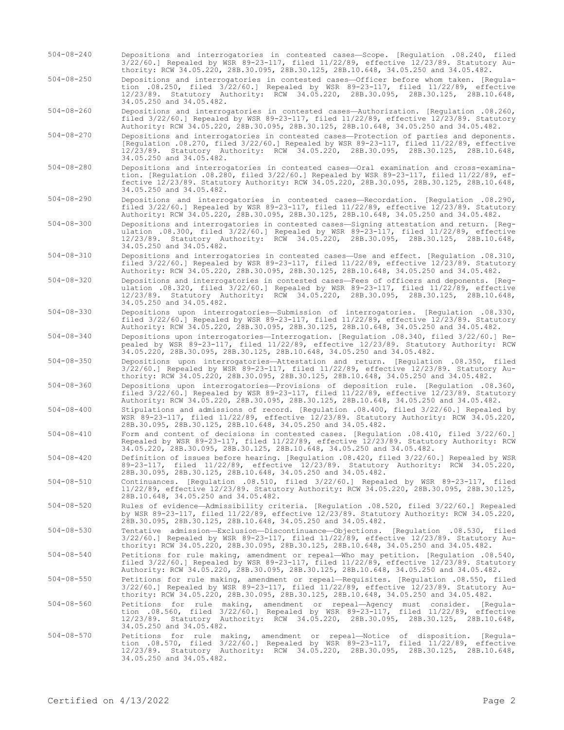504-08-240 Depositions and interrogatories in contested cases—Scope. [Regulation .08.240, filed 3/22/60.] Repealed by WSR 89-23-117, filed 11/22/89, effective 12/23/89. Statutory Authority: RCW 34.05.220, 28B.30.095, 28B.30.125, 28B.10.648, 34.05.250 and 34.05.482.

504-08-250 Depositions and interrogatories in contested cases—Officer before whom taken. [Regulation .08.250, filed 3/22/60.] Repealed by WSR 89-23-117, filed 11/22/89, effective 12/23/89. Statutory Authority: RCW 34.05.220, 28B.30.095, 28B.30.125, 28B.10.648, 34.05.250 and 34.05.482.

504-08-260 Depositions and interrogatories in contested cases—Authorization. [Regulation .08.260, filed 3/22/60.] Repealed by WSR 89-23-117, filed 11/22/89, effective 12/23/89. Statutory Authority: RCW 34.05.220, 28B.30.095, 28B.30.125, 28B.10.648, 34.05.250 and 34.05.482.

504-08-270 Depositions and interrogatories in contested cases—Protection of parties and deponents. [Regulation .08.270, filed 3/22/60.] Repealed by WSR 89-23-117, filed 11/22/89, effective 12/23/89. Statutory Authority: RCW 34.05.220, 28B.30.095, 28B.30.125, 28B.10.648, 34.05.250 and 34.05.482.

504-08-280 Depositions and interrogatories in contested cases—Oral examination and cross-examination. [Regulation .08.280, filed 3/22/60.] Repealed by WSR 89-23-117, filed 11/22/89, effective 12/23/89. Statutory Authority: RCW 34.05.220, 28B.30.095, 28B.30.125, 28B.10.648, 34.05.250 and 34.05.482.

504-08-290 Depositions and interrogatories in contested cases—Recordation. [Regulation .08.290, filed 3/22/60.] Repealed by WSR 89-23-117, filed 11/22/89, effective 12/23/89. Statutory Authority: RCW 34.05.220, 28B.30.095, 28B.30.125, 28B.10.648, 34.05.250 and 34.05.482.

504-08-300 Depositions and interrogatories in contested cases—Signing attestation and return. [Regulation .08.300, filed 3/22/60.] Repealed by WSR 89-23-117, filed 11/22/89, effective 12/23/89. Statutory Authority: RCW 34.05.220, 28B.30.095, 28B.30.125, 28B.10.648, 34.05.250 and 34.05.482.

504-08-310 Depositions and interrogatories in contested cases—Use and effect. [Regulation .08.310, filed 3/22/60.] Repealed by WSR 89-23-117, filed 11/22/89, effective 12/23/89. Statutory Authority: RCW 34.05.220, 28B.30.095, 28B.30.125, 28B.10.648, 34.05.250 and 34.05.482.

504-08-320 Depositions and interrogatories in contested cases—Fees of officers and deponents. [Regulation .08.320, filed 3/22/60.] Repealed by WSR 89-23-117, filed 11/22/89, effective 12/23/89. Statutory Authority: RCW 34.05.220, 28B.30.095, 28B.30.125, 28B.10.648, 34.05.250 and 34.05.482.

504-08-330 Depositions upon interrogatories—Submission of interrogatories. [Regulation .08.330, filed 3/22/60.] Repealed by WSR 89-23-117, filed 11/22/89, effective 12/23/89. Statutory Authority: RCW 34.05.220, 28B.30.095, 28B.30.125, 28B.10.648, 34.05.250 and 34.05.482.

504-08-340 Depositions upon interrogatories—Interrogation. [Regulation .08.340, filed 3/22/60.] Repealed by WSR 89-23-117, filed 11/22/89, effective 12/23/89. Statutory Authority: RCW 34.05.220, 28B.30.095, 28B.30.125, 28B.10.648, 34.05.250 and 34.05.482.

504-08-350 Depositions upon interrogatories—Attestation and return. [Regulation .08.350, filed 3/22/60.] Repealed by WSR 89-23-117, filed 11/22/89, effective 12/23/89. Statutory Authority: RCW 34.05.220, 28B.30.095, 28B.30.125, 28B.10.648, 34.05.250 and 34.05.482.

504-08-360 Depositions upon interrogatories—Provisions of deposition rule. [Regulation .08.360, filed 3/22/60.] Repealed by WSR 89-23-117, filed 11/22/89, effective 12/23/89. Statutory Authority: RCW 34.05.220, 28B.30.095, 28B.30.125, 28B.10.648, 34.05.250 and 34.05.482.

504-08-400 Stipulations and admissions of record. [Regulation .08.400, filed 3/22/60.] Repealed by WSR 89-23-117, filed 11/22/89, effective 12/23/89. Statutory Authority: RCW 34.05.220, 28B.30.095, 28B.30.125, 28B.10.648, 34.05.250 and 34.05.482.

504-08-410 Form and content of decisions in contested cases. [Regulation .08.410, filed 3/22/60.] Repealed by WSR 89-23-117, filed 11/22/89, effective 12/23/89. Statutory Authority: RCW 34.05.220, 28B.30.095, 28B.30.125, 28B.10.648, 34.05.250 and 34.05.482.

504-08-420 Definition of issues before hearing. [Regulation .08.420, filed 3/22/60.] Repealed by WSR 89-23-117, filed 11/22/89, effective 12/23/89. Statutory Authority: RCW 34.05.220, 28B.30.095, 28B.30.125, 28B.10.648, 34.05.250 and 34.05.482.

504-08-510 Continuances. [Regulation .08.510, filed 3/22/60.] Repealed by WSR 89-23-117, filed 11/22/89, effective 12/23/89. Statutory Authority: RCW 34.05.220, 28B.30.095, 28B.30.125, 28B.10.648, 34.05.250 and 34.05.482.

504-08-520 Rules of evidence—Admissibility criteria. [Regulation .08.520, filed 3/22/60.] Repealed by WSR 89-23-117, filed 11/22/89, effective 12/23/89. Statutory Authority: RCW 34.05.220, 28B.30.095, 28B.30.125, 28B.10.648, 34.05.250 and 34.05.482.

504-08-530 Tentative admission—Exclusion—Discontinuance—Objections. [Regulation .08.530, filed 3/22/60.] Repealed by WSR 89-23-117, filed 11/22/89, effective 12/23/89. Statutory Authority: RCW 34.05.220, 28B.30.095, 28B.30.125, 28B.10.648, 34.05.250 and 34.05.482.

504-08-540 Petitions for rule making, amendment or repeal—Who may petition. [Regulation .08.540, filed 3/22/60.] Repealed by WSR 89-23-117, filed 11/22/89, effective 12/23/89. Statutory Authority: RCW 34.05.220, 28B.30.095, 28B.30.125, 28B.10.648, 34.05.250 and 34.05.482.

504-08-550 Petitions for rule making, amendment or repeal—Requisites. [Regulation .08.550, filed 3/22/60.] Repealed by WSR 89-23-117, filed 11/22/89, effective 12/23/89. Statutory Authority: RCW 34.05.220, 28B.30.095, 28B.30.125, 28B.10.648, 34.05.250 and 34.05.482.

504-08-560 Petitions for rule making, amendment or repeal—Agency must consider. [Regulation .08.560, filed 3/22/60.] Repealed by WSR 89-23-117, filed 11/22/89, effective 12/23/89. Statutory Authority: RCW 34.05.220, 28B.30.095, 28B.30.125, 28B.10.648, 34.05.250 and 34.05.482.

504-08-570 Petitions for rule making, amendment or repeal—Notice of disposition. [Regulation .08.570, filed 3/22/60.] Repealed by WSR 89-23-117, filed 11/22/89, effective 12/23/89. Statutory Authority: RCW 34.05.220, 28B.30.095, 28B.30.125, 28B.10.648, 34.05.250 and 34.05.482.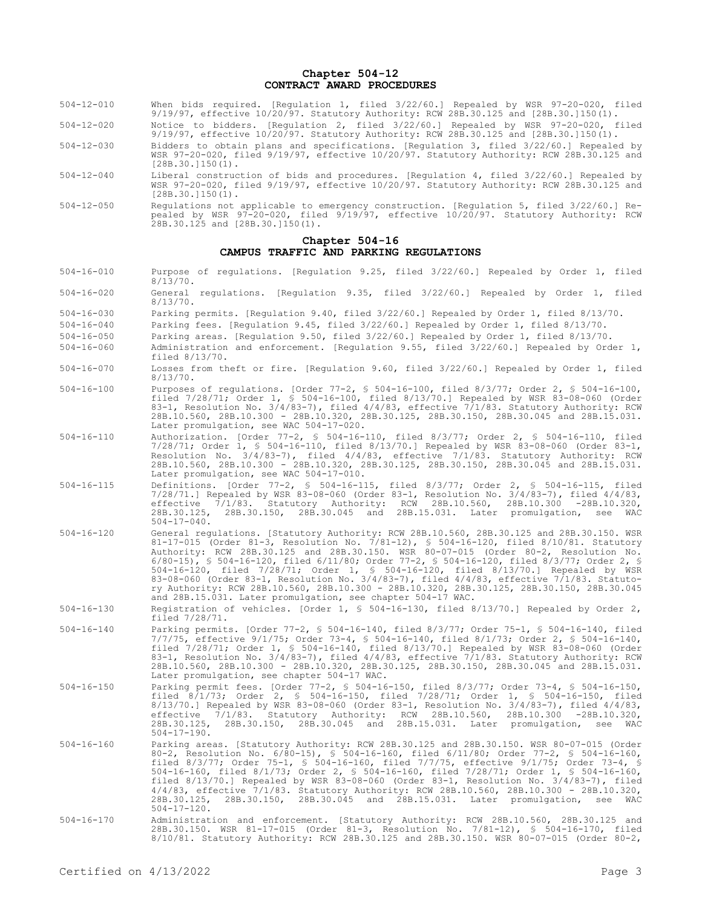## Chapter 504-12
## CONTRACT AWARD PROCEDURES

504-12-010 When bids required. [Regulation 1, filed 3/22/60.] Repealed by WSR 97-20-020, filed 9/19/97, effective 10/20/97. Statutory Authority: RCW 28B.30.125 and [28B.30.]150(1).

504-12-020 Notice to bidders. [Regulation 2, filed 3/22/60.] Repealed by WSR 97-20-020, filed 9/19/97, effective 10/20/97. Statutory Authority: RCW 28B.30.125 and [28B.30.]150(1).

504-12-030 Bidders to obtain plans and specifications. [Regulation 3, filed 3/22/60.] Repealed by WSR 97-20-020, filed 9/19/97, effective 10/20/97. Statutory Authority: RCW 28B.30.125 and [28B.30.]150(1).

504-12-040 Liberal construction of bids and procedures. [Regulation 4, filed 3/22/60.] Repealed by WSR 97-20-020, filed 9/19/97, effective 10/20/97. Statutory Authority: RCW 28B.30.125 and [28B.30.]150(1).

504-12-050 Regulations not applicable to emergency construction. [Regulation 5, filed 3/22/60.] Repealed by WSR 97-20-020, filed 9/19/97, effective 10/20/97. Statutory Authority: RCW 28B.30.125 and [28B.30.]150(1).

## Chapter 504-16
## CAMPUS TRAFFIC AND PARKING REGULATIONS

504-16-010 Purpose of regulations. [Regulation 9.25, filed 3/22/60.] Repealed by Order 1, filed 8/13/70.

504-16-020 General regulations. [Regulation 9.35, filed 3/22/60.] Repealed by Order 1, filed 8/13/70.

504-16-030 Parking permits. [Regulation 9.40, filed 3/22/60.] Repealed by Order 1, filed 8/13/70.

504-16-040 Parking fees. [Regulation 9.45, filed 3/22/60.] Repealed by Order 1, filed 8/13/70.

504-16-050 Parking areas. [Regulation 9.50, filed 3/22/60.] Repealed by Order 1, filed 8/13/70.

504-16-060 Administration and enforcement. [Regulation 9.55, filed 3/22/60.] Repealed by Order 1, filed 8/13/70.

504-16-070 Losses from theft or fire. [Regulation 9.60, filed 3/22/60.] Repealed by Order 1, filed 8/13/70.

504-16-100 Purposes of regulations. [Order 77-2, § 504-16-100, filed 8/3/77; Order 2, § 504-16-100, filed 7/28/71; Order 1, § 504-16-100, filed 8/13/70.] Repealed by WSR 83-08-060 (Order 83-1, Resolution No. 3/4/83-7), filed 4/4/83, effective 7/1/83. Statutory Authority: RCW 28B.10.560, 28B.10.300 - 28B.10.320, 28B.30.125, 28B.30.150, 28B.30.045 and 28B.15.031. Later promulgation, see WAC 504-17-020.

504-16-110 Authorization. [Order 77-2, § 504-16-110, filed 8/3/77; Order 2, § 504-16-110, filed 7/28/71; Order 1, § 504-16-110, filed 8/13/70.] Repealed by WSR 83-08-060 (Order 83-1, Resolution No. 3/4/83-7), filed 4/4/83, effective 7/1/83. Statutory Authority: RCW 28B.10.560, 28B.10.300 - 28B.10.320, 28B.30.125, 28B.30.150, 28B.30.045 and 28B.15.031. Later promulgation, see WAC 504-17-010.

504-16-115 Definitions. [Order 77-2, § 504-16-115, filed 8/3/77; Order 2, § 504-16-115, filed 7/28/71.] Repealed by WSR 83-08-060 (Order 83-1, Resolution No. 3/4/83-7), filed 4/4/83, effective 7/1/83. Statutory Authority: RCW 28B.10.560, 28B.10.300 -28B.10.320, 28B.30.125, 28B.30.150, 28B.30.045 and 28B.15.031. Later promulgation, see WAC 504-17-040.

504-16-120 General regulations. [Statutory Authority: RCW 28B.10.560, 28B.30.125 and 28B.30.150. WSR 81-17-015 (Order 81-3, Resolution No. 7/81-12), § 504-16-120, filed 8/10/81. Statutory Authority: RCW 28B.30.125 and 28B.30.150. WSR 80-07-015 (Order 80-2, Resolution No. 6/80-15), § 504-16-120, filed 6/11/80; Order 77-2, § 504-16-120, filed 8/3/77; Order 2, § 504-16-120, filed 7/28/71; Order 1, § 504-16-120, filed 8/13/70.] Repealed by WSR 83-08-060 (Order 83-1, Resolution No. 3/4/83-7), filed 4/4/83, effective 7/1/83. Statutory Authority: RCW 28B.10.560, 28B.10.300 - 28B.10.320, 28B.30.125, 28B.30.150, 28B.30.045 and 28B.15.031. Later promulgation, see chapter 504-17 WAC.

504-16-130 Registration of vehicles. [Order 1, § 504-16-130, filed 8/13/70.] Repealed by Order 2, filed 7/28/71.

504-16-140 Parking permits. [Order 77-2, § 504-16-140, filed 8/3/77; Order 75-1, § 504-16-140, filed 7/7/75, effective 9/1/75; Order 73-4, § 504-16-140, filed 8/1/73; Order 2, § 504-16-140, filed 7/28/71; Order 1, § 504-16-140, filed 8/13/70.] Repealed by WSR 83-08-060 (Order 83-1, Resolution No. 3/4/83-7), filed 4/4/83, effective 7/1/83. Statutory Authority: RCW 28B.10.560, 28B.10.300 - 28B.10.320, 28B.30.125, 28B.30.150, 28B.30.045 and 28B.15.031. Later promulgation, see chapter 504-17 WAC.

504-16-150 Parking permit fees. [Order 77-2, § 504-16-150, filed 8/3/77; Order 73-4, § 504-16-150, filed 8/1/73; Order 2, § 504-16-150, filed 7/28/71; Order 1, § 504-16-150, filed 8/13/70.] Repealed by WSR 83-08-060 (Order 83-1, Resolution No. 3/4/83-7), filed 4/4/83, effective 7/1/83. Statutory Authority: RCW 28B.10.560, 28B.10.300 -28B.10.320, 28B.30.125, 28B.30.150, 28B.30.045 and 28B.15.031. Later promulgation, see WAC 504-17-190.

504-16-160 Parking areas. [Statutory Authority: RCW 28B.30.125 and 28B.30.150. WSR 80-07-015 (Order 80-2, Resolution No. 6/80-15), § 504-16-160, filed 6/11/80; Order 77-2, § 504-16-160, filed 8/3/77; Order 75-1, § 504-16-160, filed 7/7/75, effective 9/1/75; Order 73-4, § 504-16-160, filed 8/1/73; Order 2, § 504-16-160, filed 7/28/71; Order 1, § 504-16-160, filed 8/13/70.] Repealed by WSR 83-08-060 (Order 83-1, Resolution No. 3/4/83-7), filed 4/4/83, effective 7/1/83. Statutory Authority: RCW 28B.10.560, 28B.10.300 - 28B.10.320, 28B.30.125, 28B.30.150, 28B.30.045 and 28B.15.031. Later promulgation, see WAC 504-17-120.

504-16-170 Administration and enforcement. [Statutory Authority: RCW 28B.10.560, 28B.30.125 and 28B.30.150. WSR 81-17-015 (Order 81-3, Resolution No. 7/81-12), § 504-16-170, filed 8/10/81. Statutory Authority: RCW 28B.30.125 and 28B.30.150. WSR 80-07-015 (Order 80-2,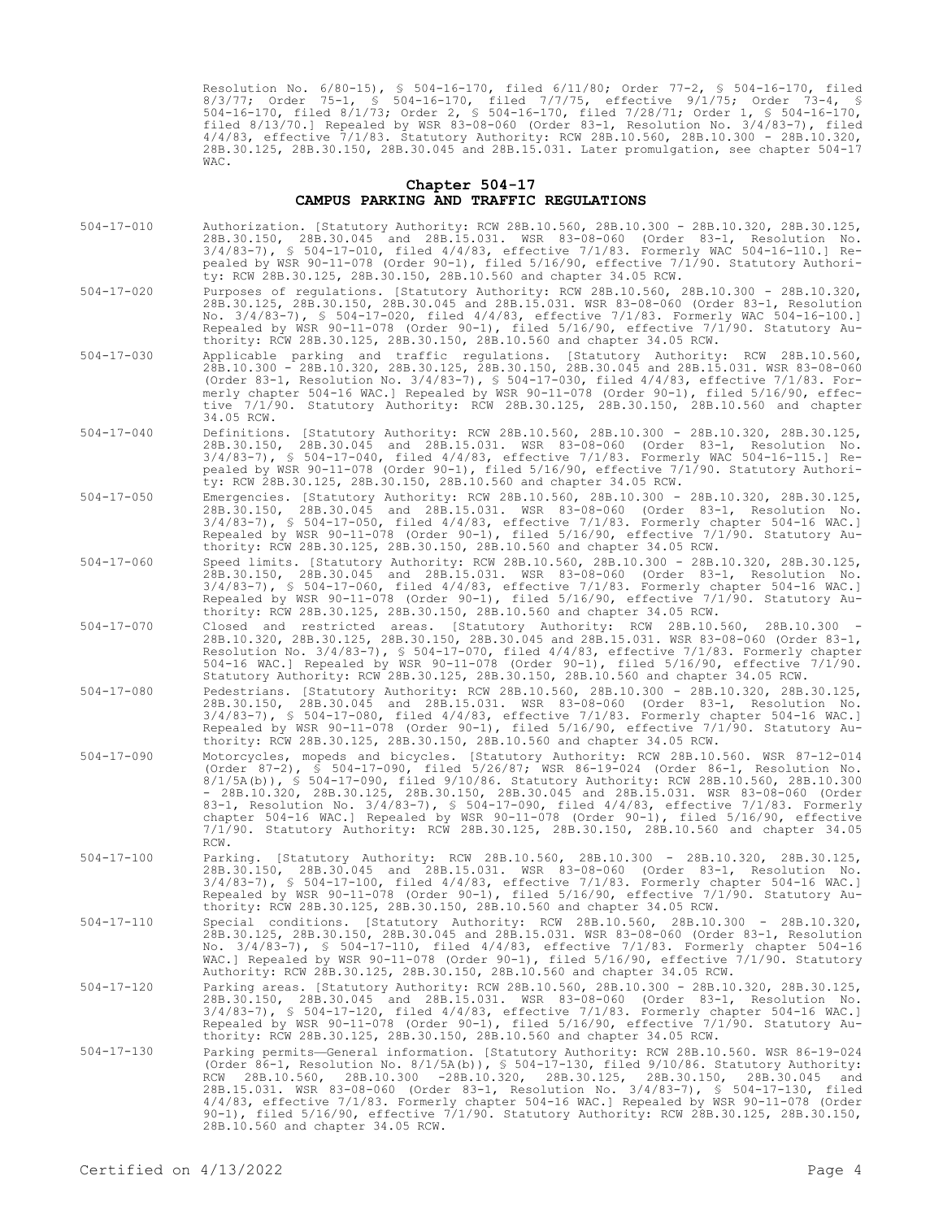Resolution No. 6/80-15), § 504-16-170, filed 6/11/80; Order 77-2, § 504-16-170, filed 8/3/77; Order 75-1, § 504-16-170, filed 7/7/75, effective 9/1/75; Order 73-4, § 504-16-170, filed 8/1/73; Order 2, § 504-16-170, filed 7/28/71; Order 1, § 504-16-170, filed 8/13/70.] Repealed by WSR 83-08-060 (Order 83-1, Resolution No. 3/4/83-7), filed 4/4/83, effective 7/1/83. Statutory Authority: RCW 28B.10.560, 28B.10.300 - 28B.10.320, 28B.30.125, 28B.30.150, 28B.30.045 and 28B.15.031. Later promulgation, see chapter 504-17 WAC.

## Chapter 504-17
## CAMPUS PARKING AND TRAFFIC REGULATIONS

504-17-010 Authorization. [Statutory Authority: RCW 28B.10.560, 28B.10.300 - 28B.10.320, 28B.30.125, 28B.30.150, 28B.30.045 and 28B.15.031. WSR 83-08-060 (Order 83-1, Resolution No. 3/4/83-7), § 504-17-010, filed 4/4/83, effective 7/1/83. Formerly WAC 504-16-110.] Repealed by WSR 90-11-078 (Order 90-1), filed 5/16/90, effective 7/1/90. Statutory Authority: RCW 28B.30.125, 28B.30.150, 28B.10.560 and chapter 34.05 RCW.

504-17-020 Purposes of regulations. [Statutory Authority: RCW 28B.10.560, 28B.10.300 - 28B.10.320, 28B.30.125, 28B.30.150, 28B.30.045 and 28B.15.031. WSR 83-08-060 (Order 83-1, Resolution No. 3/4/83-7), § 504-17-020, filed 4/4/83, effective 7/1/83. Formerly WAC 504-16-100.] Repealed by WSR 90-11-078 (Order 90-1), filed 5/16/90, effective 7/1/90. Statutory Authority: RCW 28B.30.125, 28B.30.150, 28B.10.560 and chapter 34.05 RCW.

504-17-030 Applicable parking and traffic regulations. [Statutory Authority: RCW 28B.10.560, 28B.10.300 - 28B.10.320, 28B.30.125, 28B.30.150, 28B.30.045 and 28B.15.031. WSR 83-08-060 (Order 83-1, Resolution No. 3/4/83-7), § 504-17-030, filed 4/4/83, effective 7/1/83. Formerly chapter 504-16 WAC.] Repealed by WSR 90-11-078 (Order 90-1), filed 5/16/90, effective 7/1/90. Statutory Authority: RCW 28B.30.125, 28B.30.150, 28B.10.560 and chapter 34.05 RCW.

504-17-040 Definitions. [Statutory Authority: RCW 28B.10.560, 28B.10.300 - 28B.10.320, 28B.30.125, 28B.30.150, 28B.30.045 and 28B.15.031. WSR 83-08-060 (Order 83-1, Resolution No. 3/4/83-7), § 504-17-040, filed 4/4/83, effective 7/1/83. Formerly WAC 504-16-115.] Repealed by WSR 90-11-078 (Order 90-1), filed 5/16/90, effective 7/1/90. Statutory Authority: RCW 28B.30.125, 28B.30.150, 28B.10.560 and chapter 34.05 RCW.

504-17-050 Emergencies. [Statutory Authority: RCW 28B.10.560, 28B.10.300 - 28B.10.320, 28B.30.125, 28B.30.150, 28B.30.045 and 28B.15.031. WSR 83-08-060 (Order 83-1, Resolution No. 3/4/83-7), § 504-17-050, filed 4/4/83, effective 7/1/83. Formerly chapter 504-16 WAC.] Repealed by WSR 90-11-078 (Order 90-1), filed 5/16/90, effective 7/1/90. Statutory Authority: RCW 28B.30.125, 28B.30.150, 28B.10.560 and chapter 34.05 RCW.

504-17-060 Speed limits. [Statutory Authority: RCW 28B.10.560, 28B.10.300 - 28B.10.320, 28B.30.125, 28B.30.150, 28B.30.045 and 28B.15.031. WSR 83-08-060 (Order 83-1, Resolution No. 3/4/83-7), § 504-17-060, filed 4/4/83, effective 7/1/83. Formerly chapter 504-16 WAC.] Repealed by WSR 90-11-078 (Order 90-1), filed 5/16/90, effective 7/1/90. Statutory Authority: RCW 28B.30.125, 28B.30.150, 28B.10.560 and chapter 34.05 RCW.

504-17-070 Closed and restricted areas. [Statutory Authority: RCW 28B.10.560, 28B.10.300 - 28B.10.320, 28B.30.125, 28B.30.150, 28B.30.045 and 28B.15.031. WSR 83-08-060 (Order 83-1, Resolution No. 3/4/83-7), § 504-17-070, filed 4/4/83, effective 7/1/83. Formerly chapter 504-16 WAC.] Repealed by WSR 90-11-078 (Order 90-1), filed 5/16/90, effective 7/1/90. Statutory Authority: RCW 28B.30.125, 28B.30.150, 28B.10.560 and chapter 34.05 RCW.

504-17-080 Pedestrians. [Statutory Authority: RCW 28B.10.560, 28B.10.300 - 28B.10.320, 28B.30.125, 28B.30.150, 28B.30.045 and 28B.15.031. WSR 83-08-060 (Order 83-1, Resolution No. 3/4/83-7), § 504-17-080, filed 4/4/83, effective 7/1/83. Formerly chapter 504-16 WAC.] Repealed by WSR 90-11-078 (Order 90-1), filed 5/16/90, effective 7/1/90. Statutory Authority: RCW 28B.30.125, 28B.30.150, 28B.10.560 and chapter 34.05 RCW.

504-17-090 Motorcycles, mopeds and bicycles. [Statutory Authority: RCW 28B.10.560. WSR 87-12-014 (Order 87-2), § 504-17-090, filed 5/26/87; WSR 86-19-024 (Order 86-1, Resolution No. 8/1/5A(b)), § 504-17-090, filed 9/10/86. Statutory Authority: RCW 28B.10.560, 28B.10.300 - 28B.10.320, 28B.30.125, 28B.30.150, 28B.30.045 and 28B.15.031. WSR 83-08-060 (Order 83-1, Resolution No. 3/4/83-7), § 504-17-090, filed 4/4/83, effective 7/1/83. Formerly chapter 504-16 WAC.] Repealed by WSR 90-11-078 (Order 90-1), filed 5/16/90, effective 7/1/90. Statutory Authority: RCW 28B.30.125, 28B.30.150, 28B.10.560 and chapter 34.05 RCW.

504-17-100 Parking. [Statutory Authority: RCW 28B.10.560, 28B.10.300 - 28B.10.320, 28B.30.125, 28B.30.150, 28B.30.045 and 28B.15.031. WSR 83-08-060 (Order 83-1, Resolution No. 3/4/83-7), § 504-17-100, filed 4/4/83, effective 7/1/83. Formerly chapter 504-16 WAC.] Repealed by WSR 90-11-078 (Order 90-1), filed 5/16/90, effective 7/1/90. Statutory Authority: RCW 28B.30.125, 28B.30.150, 28B.10.560 and chapter 34.05 RCW.

504-17-110 Special conditions. [Statutory Authority: RCW 28B.10.560, 28B.10.300 - 28B.10.320, 28B.30.125, 28B.30.150, 28B.30.045 and 28B.15.031. WSR 83-08-060 (Order 83-1, Resolution No. 3/4/83-7), § 504-17-110, filed 4/4/83, effective 7/1/83. Formerly chapter 504-16 WAC.] Repealed by WSR 90-11-078 (Order 90-1), filed 5/16/90, effective 7/1/90. Statutory Authority: RCW 28B.30.125, 28B.30.150, 28B.10.560 and chapter 34.05 RCW.

504-17-120 Parking areas. [Statutory Authority: RCW 28B.10.560, 28B.10.300 - 28B.10.320, 28B.30.125, 28B.30.150, 28B.30.045 and 28B.15.031. WSR 83-08-060 (Order 83-1, Resolution No. 3/4/83-7), § 504-17-120, filed 4/4/83, effective 7/1/83. Formerly chapter 504-16 WAC.] Repealed by WSR 90-11-078 (Order 90-1), filed 5/16/90, effective 7/1/90. Statutory Authority: RCW 28B.30.125, 28B.30.150, 28B.10.560 and chapter 34.05 RCW.

504-17-130 Parking permits—General information. [Statutory Authority: RCW 28B.10.560. WSR 86-19-024 (Order 86-1, Resolution No. 8/1/5A(b)), § 504-17-130, filed 9/10/86. Statutory Authority: RCW 28B.10.560, 28B.10.300 -28B.10.320, 28B.30.125, 28B.30.150, 28B.30.045 and 28B.15.031. WSR 83-08-060 (Order 83-1, Resolution No. 3/4/83-7), § 504-17-130, filed 4/4/83, effective 7/1/83. Formerly chapter 504-16 WAC.] Repealed by WSR 90-11-078 (Order 90-1), filed 5/16/90, effective 7/1/90. Statutory Authority: RCW 28B.30.125, 28B.30.150, 28B.10.560 and chapter 34.05 RCW.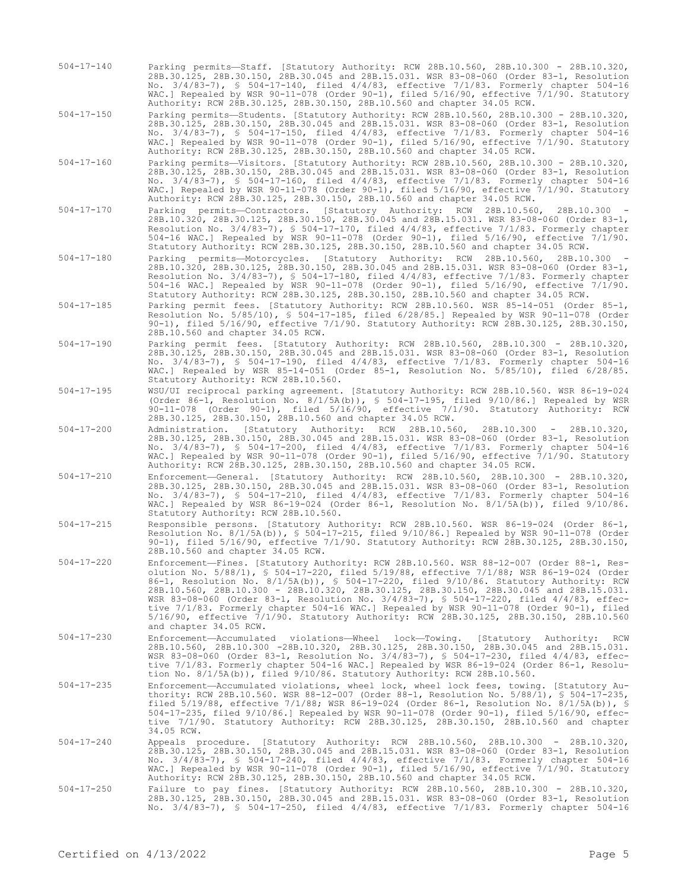504-17-140 Parking permits—Staff. [Statutory Authority: RCW 28B.10.560, 28B.10.300 - 28B.10.320, 28B.30.125, 28B.30.150, 28B.30.045 and 28B.15.031. WSR 83-08-060 (Order 83-1, Resolution No. 3/4/83-7), § 504-17-140, filed 4/4/83, effective 7/1/83. Formerly chapter 504-16 WAC.] Repealed by WSR 90-11-078 (Order 90-1), filed 5/16/90, effective 7/1/90. Statutory Authority: RCW 28B.30.125, 28B.30.150, 28B.10.560 and chapter 34.05 RCW.

504-17-150 Parking permits—Students. [Statutory Authority: RCW 28B.10.560, 28B.10.300 - 28B.10.320, 28B.30.125, 28B.30.150, 28B.30.045 and 28B.15.031. WSR 83-08-060 (Order 83-1, Resolution No. 3/4/83-7), § 504-17-150, filed 4/4/83, effective 7/1/83. Formerly chapter 504-16 WAC.] Repealed by WSR 90-11-078 (Order 90-1), filed 5/16/90, effective 7/1/90. Statutory Authority: RCW 28B.30.125, 28B.30.150, 28B.10.560 and chapter 34.05 RCW.

504-17-160 Parking permits—Visitors. [Statutory Authority: RCW 28B.10.560, 28B.10.300 - 28B.10.320, 28B.30.125, 28B.30.150, 28B.30.045 and 28B.15.031. WSR 83-08-060 (Order 83-1, Resolution No. 3/4/83-7), § 504-17-160, filed 4/4/83, effective 7/1/83. Formerly chapter 504-16 WAC.] Repealed by WSR 90-11-078 (Order 90-1), filed 5/16/90, effective 7/1/90. Statutory Authority: RCW 28B.30.125, 28B.30.150, 28B.10.560 and chapter 34.05 RCW.

504-17-170 Parking permits—Contractors. [Statutory Authority: RCW 28B.10.560, 28B.10.300 - 28B.10.320, 28B.30.125, 28B.30.150, 28B.30.045 and 28B.15.031. WSR 83-08-060 (Order 83-1, Resolution No. 3/4/83-7), § 504-17-170, filed 4/4/83, effective 7/1/83. Formerly chapter 504-16 WAC.] Repealed by WSR 90-11-078 (Order 90-1), filed 5/16/90, effective 7/1/90. Statutory Authority: RCW 28B.30.125, 28B.30.150, 28B.10.560 and chapter 34.05 RCW.

504-17-180 Parking permits—Motorcycles. [Statutory Authority: RCW 28B.10.560, 28B.10.300 - 28B.10.320, 28B.30.125, 28B.30.150, 28B.30.045 and 28B.15.031. WSR 83-08-060 (Order 83-1, Resolution No. 3/4/83-7), § 504-17-180, filed 4/4/83, effective 7/1/83. Formerly chapter 504-16 WAC.] Repealed by WSR 90-11-078 (Order 90-1), filed 5/16/90, effective 7/1/90. Statutory Authority: RCW 28B.30.125, 28B.30.150, 28B.10.560 and chapter 34.05 RCW.

504-17-185 Parking permit fees. [Statutory Authority: RCW 28B.10.560. WSR 85-14-051 (Order 85-1, Resolution No. 5/85/10), § 504-17-185, filed 6/28/85.] Repealed by WSR 90-11-078 (Order 90-1), filed 5/16/90, effective 7/1/90. Statutory Authority: RCW 28B.30.125, 28B.30.150, 28B.10.560 and chapter 34.05 RCW.

504-17-190 Parking permit fees. [Statutory Authority: RCW 28B.10.560, 28B.10.300 - 28B.10.320, 28B.30.125, 28B.30.150, 28B.30.045 and 28B.15.031. WSR 83-08-060 (Order 83-1, Resolution No. 3/4/83-7), § 504-17-190, filed 4/4/83, effective 7/1/83. Formerly chapter 504-16 WAC.] Repealed by WSR 85-14-051 (Order 85-1, Resolution No. 5/85/10), filed 6/28/85. Statutory Authority: RCW 28B.10.560.

504-17-195 WSU/UI reciprocal parking agreement. [Statutory Authority: RCW 28B.10.560. WSR 86-19-024 (Order 86-1, Resolution No. 8/1/5A(b)), § 504-17-195, filed 9/10/86.] Repealed by WSR 90-11-078 (Order 90-1), filed 5/16/90, effective 7/1/90. Statutory Authority: RCW 28B.30.125, 28B.30.150, 28B.10.560 and chapter 34.05 RCW.

504-17-200 Administration. [Statutory Authority: RCW 28B.10.560, 28B.10.300 - 28B.10.320, 28B.30.125, 28B.30.150, 28B.30.045 and 28B.15.031. WSR 83-08-060 (Order 83-1, Resolution No. 3/4/83-7), § 504-17-200, filed 4/4/83, effective 7/1/83. Formerly chapter 504-16 WAC.] Repealed by WSR 90-11-078 (Order 90-1), filed 5/16/90, effective 7/1/90. Statutory Authority: RCW 28B.30.125, 28B.30.150, 28B.10.560 and chapter 34.05 RCW.

504-17-210 Enforcement—General. [Statutory Authority: RCW 28B.10.560, 28B.10.300 - 28B.10.320, 28B.30.125, 28B.30.150, 28B.30.045 and 28B.15.031. WSR 83-08-060 (Order 83-1, Resolution No. 3/4/83-7), § 504-17-210, filed 4/4/83, effective 7/1/83. Formerly chapter 504-16 WAC.] Repealed by WSR 86-19-024 (Order 86-1, Resolution No. 8/1/5A(b)), filed 9/10/86. Statutory Authority: RCW 28B.10.560.

504-17-215 Responsible persons. [Statutory Authority: RCW 28B.10.560. WSR 86-19-024 (Order 86-1, Resolution No. 8/1/5A(b)), § 504-17-215, filed 9/10/86.] Repealed by WSR 90-11-078 (Order 90-1), filed 5/16/90, effective 7/1/90. Statutory Authority: RCW 28B.30.125, 28B.30.150, 28B.10.560 and chapter 34.05 RCW.

504-17-220 Enforcement—Fines. [Statutory Authority: RCW 28B.10.560. WSR 88-12-007 (Order 88-1, Resolution No. 5/88/1), § 504-17-220, filed 5/19/88, effective 7/1/88; WSR 86-19-024 (Order 86-1, Resolution No. 8/1/5A(b)), § 504-17-220, filed 9/10/86. Statutory Authority: RCW 28B.10.560, 28B.10.300 - 28B.10.320, 28B.30.125, 28B.30.150, 28B.30.045 and 28B.15.031. WSR 83-08-060 (Order 83-1, Resolution No. 3/4/83-7), § 504-17-220, filed 4/4/83, effective 7/1/83. Formerly chapter 504-16 WAC.] Repealed by WSR 90-11-078 (Order 90-1), filed 5/16/90, effective 7/1/90. Statutory Authority: RCW 28B.30.125, 28B.30.150, 28B.10.560 and chapter 34.05 RCW.

504-17-230 Enforcement—Accumulated violations—Wheel lock—Towing. [Statutory Authority: RCW 28B.10.560, 28B.10.300 -28B.10.320, 28B.30.125, 28B.30.150, 28B.30.045 and 28B.15.031. WSR 83-08-060 (Order 83-1, Resolution No. 3/4/83-7), § 504-17-230, filed 4/4/83, effective 7/1/83. Formerly chapter 504-16 WAC.] Repealed by WSR 86-19-024 (Order 86-1, Resolution No. 8/1/5A(b)), filed 9/10/86. Statutory Authority: RCW 28B.10.560.

504-17-235 Enforcement—Accumulated violations, wheel lock, wheel lock fees, towing. [Statutory Authority: RCW 28B.10.560. WSR 88-12-007 (Order 88-1, Resolution No. 5/88/1), § 504-17-235, filed 5/19/88, effective 7/1/88; WSR 86-19-024 (Order 86-1, Resolution No. 8/1/5A(b)), § 504-17-235, filed 9/10/86.] Repealed by WSR 90-11-078 (Order 90-1), filed 5/16/90, effective 7/1/90. Statutory Authority: RCW 28B.30.125, 28B.30.150, 28B.10.560 and chapter 34.05 RCW.

504-17-240 Appeals procedure. [Statutory Authority: RCW 28B.10.560, 28B.10.300 - 28B.10.320, 28B.30.125, 28B.30.150, 28B.30.045 and 28B.15.031. WSR 83-08-060 (Order 83-1, Resolution No. 3/4/83-7), § 504-17-240, filed 4/4/83, effective 7/1/83. Formerly chapter 504-16 WAC.] Repealed by WSR 90-11-078 (Order 90-1), filed 5/16/90, effective 7/1/90. Statutory Authority: RCW 28B.30.125, 28B.30.150, 28B.10.560 and chapter 34.05 RCW.

504-17-250 Failure to pay fines. [Statutory Authority: RCW 28B.10.560, 28B.10.300 - 28B.10.320, 28B.30.125, 28B.30.150, 28B.30.045 and 28B.15.031. WSR 83-08-060 (Order 83-1, Resolution No. 3/4/83-7), § 504-17-250, filed 4/4/83, effective 7/1/83. Formerly chapter 504-16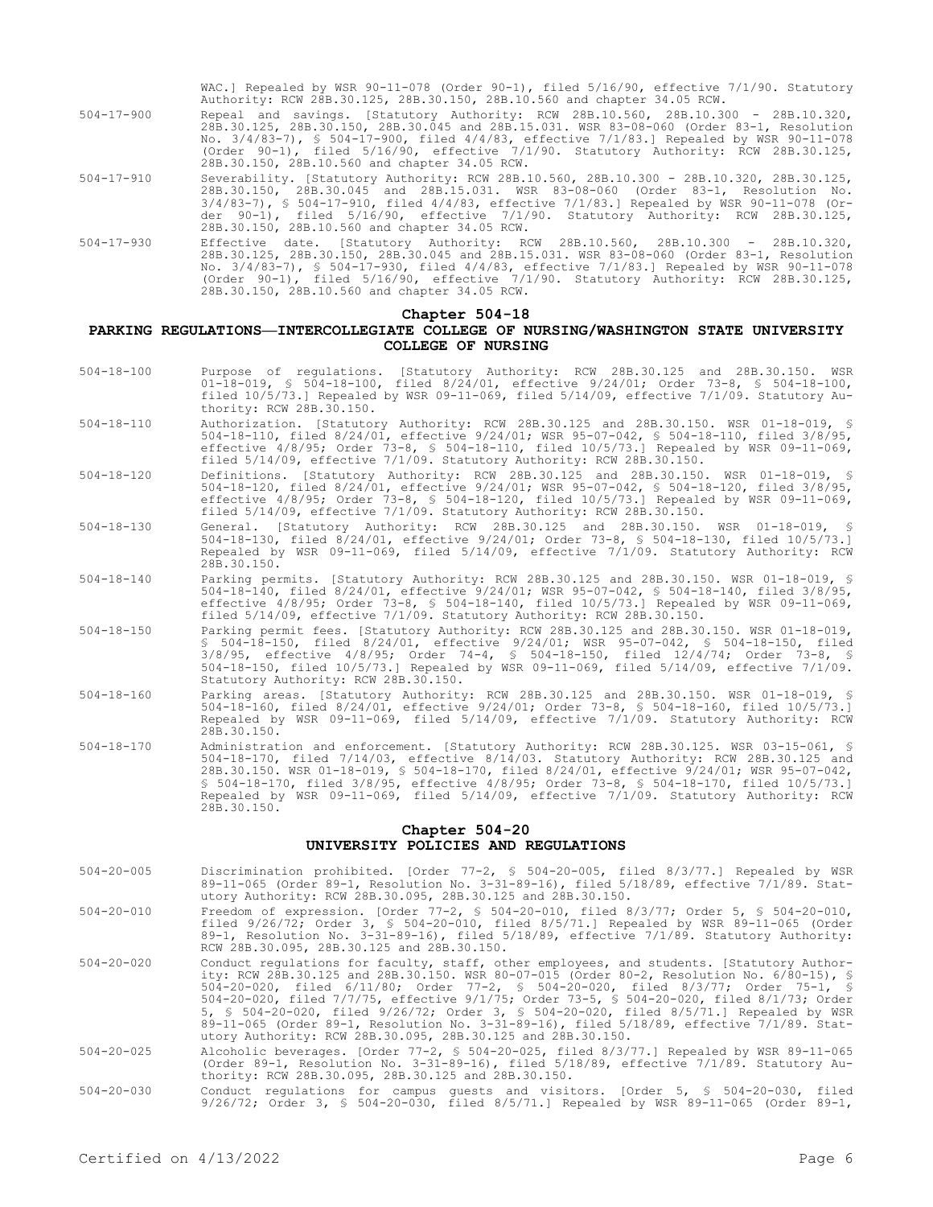WAC.] Repealed by WSR 90-11-078 (Order 90-1), filed 5/16/90, effective 7/1/90. Statutory Authority: RCW 28B.30.125, 28B.30.150, 28B.10.560 and chapter 34.05 RCW.

504-17-900 Repeal and savings. [Statutory Authority: RCW 28B.10.560, 28B.10.300 - 28B.10.320, 28B.30.125, 28B.30.150, 28B.30.045 and 28B.15.031. WSR 83-08-060 (Order 83-1, Resolution No. 3/4/83-7), § 504-17-900, filed 4/4/83, effective 7/1/83.] Repealed by WSR 90-11-078 (Order 90-1), filed 5/16/90, effective 7/1/90. Statutory Authority: RCW 28B.30.125, 28B.30.150, 28B.10.560 and chapter 34.05 RCW.

504-17-910 Severability. [Statutory Authority: RCW 28B.10.560, 28B.10.300 - 28B.10.320, 28B.30.125, 28B.30.150, 28B.30.045 and 28B.15.031. WSR 83-08-060 (Order 83-1, Resolution No. 3/4/83-7), § 504-17-910, filed 4/4/83, effective 7/1/83.] Repealed by WSR 90-11-078 (Order 90-1), filed 5/16/90, effective 7/1/90. Statutory Authority: RCW 28B.30.125, 28B.30.150, 28B.10.560 and chapter 34.05 RCW.

504-17-930 Effective date. [Statutory Authority: RCW 28B.10.560, 28B.10.300 - 28B.10.320, 28B.30.125, 28B.30.150, 28B.30.045 and 28B.15.031. WSR 83-08-060 (Order 83-1, Resolution No. 3/4/83-7), § 504-17-930, filed 4/4/83, effective 7/1/83.] Repealed by WSR 90-11-078 (Order 90-1), filed 5/16/90, effective 7/1/90. Statutory Authority: RCW 28B.30.125, 28B.30.150, 28B.10.560 and chapter 34.05 RCW.

## Chapter 504-18
## PARKING REGULATIONS—INTERCOLLEGIATE COLLEGE OF NURSING/WASHINGTON STATE UNIVERSITY COLLEGE OF NURSING

504-18-100 Purpose of regulations. [Statutory Authority: RCW 28B.30.125 and 28B.30.150. WSR 01-18-019, § 504-18-100, filed 8/24/01, effective 9/24/01; Order 73-8, § 504-18-100, filed 10/5/73.] Repealed by WSR 09-11-069, filed 5/14/09, effective 7/1/09. Statutory Authority: RCW 28B.30.150.

504-18-110 Authorization. [Statutory Authority: RCW 28B.30.125 and 28B.30.150. WSR 01-18-019, § 504-18-110, filed 8/24/01, effective 9/24/01; WSR 95-07-042, § 504-18-110, filed 3/8/95, effective 4/8/95; Order 73-8, § 504-18-110, filed 10/5/73.] Repealed by WSR 09-11-069, filed 5/14/09, effective 7/1/09. Statutory Authority: RCW 28B.30.150.

504-18-120 Definitions. [Statutory Authority: RCW 28B.30.125 and 28B.30.150. WSR 01-18-019, § 504-18-120, filed 8/24/01, effective 9/24/01; WSR 95-07-042, § 504-18-120, filed 3/8/95, effective 4/8/95; Order 73-8, § 504-18-120, filed 10/5/73.] Repealed by WSR 09-11-069, filed 5/14/09, effective 7/1/09. Statutory Authority: RCW 28B.30.150.

504-18-130 General. [Statutory Authority: RCW 28B.30.125 and 28B.30.150. WSR 01-18-019, § 504-18-130, filed 8/24/01, effective 9/24/01; Order 73-8, § 504-18-130, filed 10/5/73.] Repealed by WSR 09-11-069, filed 5/14/09, effective 7/1/09. Statutory Authority: RCW 28B.30.150.

504-18-140 Parking permits. [Statutory Authority: RCW 28B.30.125 and 28B.30.150. WSR 01-18-019, § 504-18-140, filed 8/24/01, effective 9/24/01; WSR 95-07-042, § 504-18-140, filed 3/8/95, effective 4/8/95; Order 73-8, § 504-18-140, filed 10/5/73.] Repealed by WSR 09-11-069, filed 5/14/09, effective 7/1/09. Statutory Authority: RCW 28B.30.150.

504-18-150 Parking permit fees. [Statutory Authority: RCW 28B.30.125 and 28B.30.150. WSR 01-18-019, § 504-18-150, filed 8/24/01, effective 9/24/01; WSR 95-07-042, § 504-18-150, filed 3/8/95, effective 4/8/95; Order 74-4, § 504-18-150, filed 12/4/74; Order 73-8, § 504-18-150, filed 10/5/73.] Repealed by WSR 09-11-069, filed 5/14/09, effective 7/1/09. Statutory Authority: RCW 28B.30.150.

504-18-160 Parking areas. [Statutory Authority: RCW 28B.30.125 and 28B.30.150. WSR 01-18-019, § 504-18-160, filed 8/24/01, effective 9/24/01; Order 73-8, § 504-18-160, filed 10/5/73.] Repealed by WSR 09-11-069, filed 5/14/09, effective 7/1/09. Statutory Authority: RCW 28B.30.150.

504-18-170 Administration and enforcement. [Statutory Authority: RCW 28B.30.125. WSR 03-15-061, § 504-18-170, filed 7/14/03, effective 8/14/03. Statutory Authority: RCW 28B.30.125 and 28B.30.150. WSR 01-18-019, § 504-18-170, filed 8/24/01, effective 9/24/01; WSR 95-07-042, § 504-18-170, filed 3/8/95, effective 4/8/95; Order 73-8, § 504-18-170, filed 10/5/73.] Repealed by WSR 09-11-069, filed 5/14/09, effective 7/1/09. Statutory Authority: RCW 28B.30.150.

## Chapter 504-20
## UNIVERSITY POLICIES AND REGULATIONS

504-20-005 Discrimination prohibited. [Order 77-2, § 504-20-005, filed 8/3/77.] Repealed by WSR 89-11-065 (Order 89-1, Resolution No. 3-31-89-16), filed 5/18/89, effective 7/1/89. Statutory Authority: RCW 28B.30.095, 28B.30.125 and 28B.30.150.

504-20-010 Freedom of expression. [Order 77-2, § 504-20-010, filed 8/3/77; Order 5, § 504-20-010, filed 9/26/72; Order 3, § 504-20-010, filed 8/5/71.] Repealed by WSR 89-11-065 (Order 89-1, Resolution No. 3-31-89-16), filed 5/18/89, effective 7/1/89. Statutory Authority: RCW 28B.30.095, 28B.30.125 and 28B.30.150.

504-20-020 Conduct regulations for faculty, staff, other employees, and students. [Statutory Authority: RCW 28B.30.125 and 28B.30.150. WSR 80-07-015 (Order 80-2, Resolution No. 6/80-15), § 504-20-020, filed 6/11/80; Order 77-2, § 504-20-020, filed 8/3/77; Order 75-1, § 504-20-020, filed 7/7/75, effective 9/1/75; Order 73-5, § 504-20-020, filed 8/1/73; Order 5, § 504-20-020, filed 9/26/72; Order 3, § 504-20-020, filed 8/5/71.] Repealed by WSR 89-11-065 (Order 89-1, Resolution No. 3-31-89-16), filed 5/18/89, effective 7/1/89. Statutory Authority: RCW 28B.30.095, 28B.30.125 and 28B.30.150.

504-20-025 Alcoholic beverages. [Order 77-2, § 504-20-025, filed 8/3/77.] Repealed by WSR 89-11-065 (Order 89-1, Resolution No. 3-31-89-16), filed 5/18/89, effective 7/1/89. Statutory Authority: RCW 28B.30.095, 28B.30.125 and 28B.30.150.

504-20-030 Conduct regulations for campus guests and visitors. [Order 5, § 504-20-030, filed 9/26/72; Order 3, § 504-20-030, filed 8/5/71.] Repealed by WSR 89-11-065 (Order 89-1,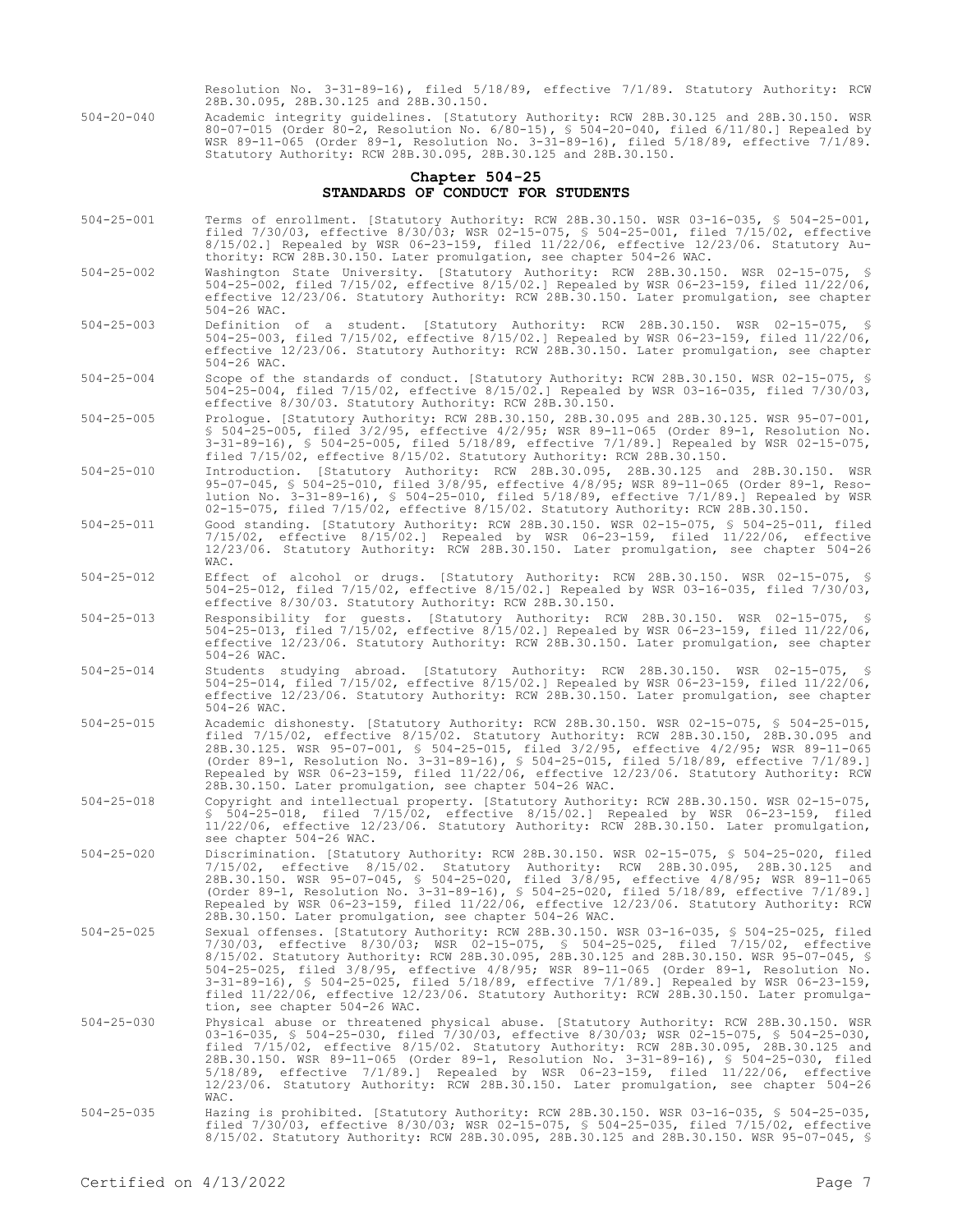Resolution No. 3-31-89-16), filed 5/18/89, effective 7/1/89. Statutory Authority: RCW 28B.30.095, 28B.30.125 and 28B.30.150.

504-20-040 Academic integrity guidelines. [Statutory Authority: RCW 28B.30.125 and 28B.30.150. WSR 80-07-015 (Order 80-2, Resolution No. 6/80-15), § 504-20-040, filed 6/11/80.] Repealed by WSR 89-11-065 (Order 89-1, Resolution No. 3-31-89-16), filed 5/18/89, effective 7/1/89. Statutory Authority: RCW 28B.30.095, 28B.30.125 and 28B.30.150.

## Chapter 504-25
## STANDARDS OF CONDUCT FOR STUDENTS

504-25-001 Terms of enrollment. [Statutory Authority: RCW 28B.30.150. WSR 03-16-035, § 504-25-001, filed 7/30/03, effective 8/30/03; WSR 02-15-075, § 504-25-001, filed 7/15/02, effective 8/15/02.] Repealed by WSR 06-23-159, filed 11/22/06, effective 12/23/06. Statutory Authority: RCW 28B.30.150. Later promulgation, see chapter 504-26 WAC.

504-25-002 Washington State University. [Statutory Authority: RCW 28B.30.150. WSR 02-15-075, § 504-25-002, filed 7/15/02, effective 8/15/02.] Repealed by WSR 06-23-159, filed 11/22/06, effective 12/23/06. Statutory Authority: RCW 28B.30.150. Later promulgation, see chapter 504-26 WAC.

504-25-003 Definition of a student. [Statutory Authority: RCW 28B.30.150. WSR 02-15-075, § 504-25-003, filed 7/15/02, effective 8/15/02.] Repealed by WSR 06-23-159, filed 11/22/06, effective 12/23/06. Statutory Authority: RCW 28B.30.150. Later promulgation, see chapter 504-26 WAC.

504-25-004 Scope of the standards of conduct. [Statutory Authority: RCW 28B.30.150. WSR 02-15-075, § 504-25-004, filed 7/15/02, effective 8/15/02.] Repealed by WSR 03-16-035, filed 7/30/03, effective 8/30/03. Statutory Authority: RCW 28B.30.150.

504-25-005 Prologue. [Statutory Authority: RCW 28B.30.150, 28B.30.095 and 28B.30.125. WSR 95-07-001, § 504-25-005, filed 3/2/95, effective 4/2/95; WSR 89-11-065 (Order 89-1, Resolution No. 3-31-89-16), § 504-25-005, filed 5/18/89, effective 7/1/89.] Repealed by WSR 02-15-075, filed 7/15/02, effective 8/15/02. Statutory Authority: RCW 28B.30.150.

504-25-010 Introduction. [Statutory Authority: RCW 28B.30.095, 28B.30.125 and 28B.30.150. WSR 95-07-045, § 504-25-010, filed 3/8/95, effective 4/8/95; WSR 89-11-065 (Order 89-1, Resolution No. 3-31-89-16), § 504-25-010, filed 5/18/89, effective 7/1/89.] Repealed by WSR 02-15-075, filed 7/15/02, effective 8/15/02. Statutory Authority: RCW 28B.30.150.

504-25-011 Good standing. [Statutory Authority: RCW 28B.30.150. WSR 02-15-075, § 504-25-011, filed 7/15/02, effective 8/15/02.] Repealed by WSR 06-23-159, filed 11/22/06, effective 12/23/06. Statutory Authority: RCW 28B.30.150. Later promulgation, see chapter 504-26 WAC.

504-25-012 Effect of alcohol or drugs. [Statutory Authority: RCW 28B.30.150. WSR 02-15-075, § 504-25-012, filed 7/15/02, effective 8/15/02.] Repealed by WSR 03-16-035, filed 7/30/03, effective 8/30/03. Statutory Authority: RCW 28B.30.150.

504-25-013 Responsibility for guests. [Statutory Authority: RCW 28B.30.150. WSR 02-15-075, § 504-25-013, filed 7/15/02, effective 8/15/02.] Repealed by WSR 06-23-159, filed 11/22/06, effective 12/23/06. Statutory Authority: RCW 28B.30.150. Later promulgation, see chapter 504-26 WAC.

504-25-014 Students studying abroad. [Statutory Authority: RCW 28B.30.150. WSR 02-15-075, § 504-25-014, filed 7/15/02, effective 8/15/02.] Repealed by WSR 06-23-159, filed 11/22/06, effective 12/23/06. Statutory Authority: RCW 28B.30.150. Later promulgation, see chapter 504-26 WAC.

504-25-015 Academic dishonesty. [Statutory Authority: RCW 28B.30.150. WSR 02-15-075, § 504-25-015, filed 7/15/02, effective 8/15/02. Statutory Authority: RCW 28B.30.150, 28B.30.095 and 28B.30.125. WSR 95-07-001, § 504-25-015, filed 3/2/95, effective 4/2/95; WSR 89-11-065 (Order 89-1, Resolution No. 3-31-89-16), § 504-25-015, filed 5/18/89, effective 7/1/89.] Repealed by WSR 06-23-159, filed 11/22/06, effective 12/23/06. Statutory Authority: RCW 28B.30.150. Later promulgation, see chapter 504-26 WAC.

504-25-018 Copyright and intellectual property. [Statutory Authority: RCW 28B.30.150. WSR 02-15-075, § 504-25-018, filed 7/15/02, effective 8/15/02.] Repealed by WSR 06-23-159, filed 11/22/06, effective 12/23/06. Statutory Authority: RCW 28B.30.150. Later promulgation, see chapter 504-26 WAC.

504-25-020 Discrimination. [Statutory Authority: RCW 28B.30.150. WSR 02-15-075, § 504-25-020, filed 7/15/02, effective 8/15/02. Statutory Authority: RCW 28B.30.095, 28B.30.125 and 28B.30.150. WSR 95-07-045, § 504-25-020, filed 3/8/95, effective 4/8/95; WSR 89-11-065 (Order 89-1, Resolution No. 3-31-89-16), § 504-25-020, filed 5/18/89, effective 7/1/89.] Repealed by WSR 06-23-159, filed 11/22/06, effective 12/23/06. Statutory Authority: RCW 28B.30.150. Later promulgation, see chapter 504-26 WAC.

504-25-025 Sexual offenses. [Statutory Authority: RCW 28B.30.150. WSR 03-16-035, § 504-25-025, filed 7/30/03, effective 8/30/03; WSR 02-15-075, § 504-25-025, filed 7/15/02, effective 8/15/02. Statutory Authority: RCW 28B.30.095, 28B.30.125 and 28B.30.150. WSR 95-07-045, § 504-25-025, filed 3/8/95, effective 4/8/95; WSR 89-11-065 (Order 89-1, Resolution No. 3-31-89-16), § 504-25-025, filed 5/18/89, effective 7/1/89.] Repealed by WSR 06-23-159, filed 11/22/06, effective 12/23/06. Statutory Authority: RCW 28B.30.150. Later promulgation, see chapter 504-26 WAC.

504-25-030 Physical abuse or threatened physical abuse. [Statutory Authority: RCW 28B.30.150. WSR 03-16-035, § 504-25-030, filed 7/30/03, effective 8/30/03; WSR 02-15-075, § 504-25-030, filed 7/15/02, effective 8/15/02. Statutory Authority: RCW 28B.30.095, 28B.30.125 and 28B.30.150. WSR 89-11-065 (Order 89-1, Resolution No. 3-31-89-16), § 504-25-030, filed 5/18/89, effective 7/1/89.] Repealed by WSR 06-23-159, filed 11/22/06, effective 12/23/06. Statutory Authority: RCW 28B.30.150. Later promulgation, see chapter 504-26 WAC.

504-25-035 Hazing is prohibited. [Statutory Authority: RCW 28B.30.150. WSR 03-16-035, § 504-25-035, filed 7/30/03, effective 8/30/03; WSR 02-15-075, § 504-25-035, filed 7/15/02, effective 8/15/02. Statutory Authority: RCW 28B.30.095, 28B.30.125 and 28B.30.150. WSR 95-07-045, §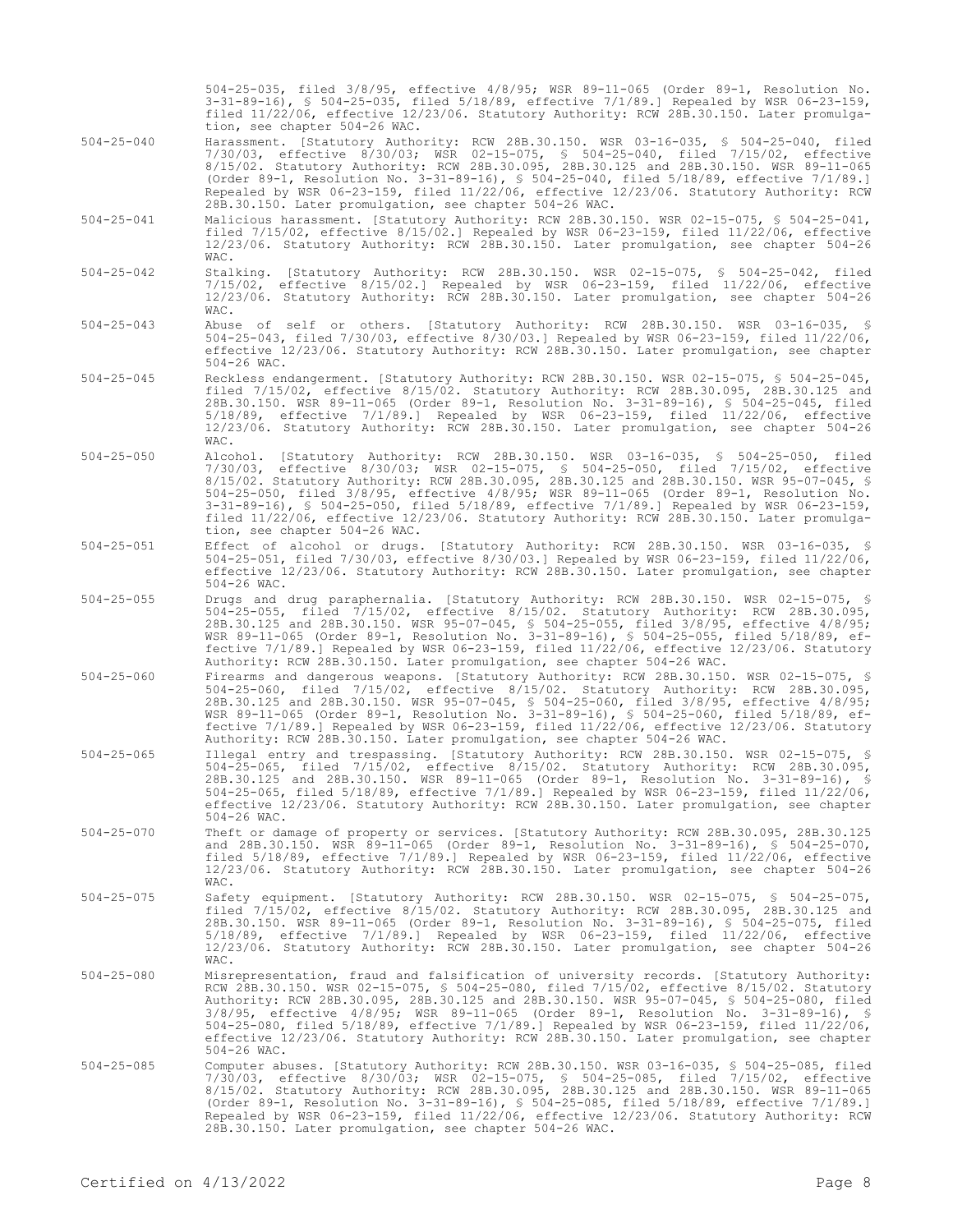504-25-035, filed 3/8/95, effective 4/8/95; WSR 89-11-065 (Order 89-1, Resolution No. 3-31-89-16), § 504-25-035, filed 5/18/89, effective 7/1/89.] Repealed by WSR 06-23-159, filed 11/22/06, effective 12/23/06. Statutory Authority: RCW 28B.30.150. Later promulgation, see chapter 504-26 WAC.

504-25-040 Harassment. [Statutory Authority: RCW 28B.30.150. WSR 03-16-035, § 504-25-040, filed 7/30/03, effective 8/30/03; WSR 02-15-075, § 504-25-040, filed 7/15/02, effective 8/15/02. Statutory Authority: RCW 28B.30.095, 28B.30.125 and 28B.30.150. WSR 89-11-065 (Order 89-1, Resolution No. 3-31-89-16), § 504-25-040, filed 5/18/89, effective 7/1/89.] Repealed by WSR 06-23-159, filed 11/22/06, effective 12/23/06. Statutory Authority: RCW 28B.30.150. Later promulgation, see chapter 504-26 WAC.

504-25-041 Malicious harassment. [Statutory Authority: RCW 28B.30.150. WSR 02-15-075, § 504-25-041, filed 7/15/02, effective 8/15/02.] Repealed by WSR 06-23-159, filed 11/22/06, effective 12/23/06. Statutory Authority: RCW 28B.30.150. Later promulgation, see chapter 504-26 WAC.

504-25-042 Stalking. [Statutory Authority: RCW 28B.30.150. WSR 02-15-075, § 504-25-042, filed 7/15/02, effective 8/15/02.] Repealed by WSR 06-23-159, filed 11/22/06, effective 12/23/06. Statutory Authority: RCW 28B.30.150. Later promulgation, see chapter 504-26 WAC.

504-25-043 Abuse of self or others. [Statutory Authority: RCW 28B.30.150. WSR 03-16-035, § 504-25-043, filed 7/30/03, effective 8/30/03.] Repealed by WSR 06-23-159, filed 11/22/06, effective 12/23/06. Statutory Authority: RCW 28B.30.150. Later promulgation, see chapter 504-26 WAC.

504-25-045 Reckless endangerment. [Statutory Authority: RCW 28B.30.150. WSR 02-15-075, § 504-25-045, filed 7/15/02, effective 8/15/02. Statutory Authority: RCW 28B.30.095, 28B.30.125 and 28B.30.150. WSR 89-11-065 (Order 89-1, Resolution No. 3-31-89-16), § 504-25-045, filed 5/18/89, effective 7/1/89.] Repealed by WSR 06-23-159, filed 11/22/06, effective 12/23/06. Statutory Authority: RCW 28B.30.150. Later promulgation, see chapter 504-26 WAC.

504-25-050 Alcohol. [Statutory Authority: RCW 28B.30.150. WSR 03-16-035, § 504-25-050, filed 7/30/03, effective 8/30/03; WSR 02-15-075, § 504-25-050, filed 7/15/02, effective 8/15/02. Statutory Authority: RCW 28B.30.095, 28B.30.125 and 28B.30.150. WSR 95-07-045, § 504-25-050, filed 3/8/95, effective 4/8/95; WSR 89-11-065 (Order 89-1, Resolution No. 3-31-89-16), § 504-25-050, filed 5/18/89, effective 7/1/89.] Repealed by WSR 06-23-159, filed 11/22/06, effective 12/23/06. Statutory Authority: RCW 28B.30.150. Later promulgation, see chapter 504-26 WAC.

504-25-051 Effect of alcohol or drugs. [Statutory Authority: RCW 28B.30.150. WSR 03-16-035, § 504-25-051, filed 7/30/03, effective 8/30/03.] Repealed by WSR 06-23-159, filed 11/22/06, effective 12/23/06. Statutory Authority: RCW 28B.30.150. Later promulgation, see chapter 504-26 WAC.

504-25-055 Drugs and drug paraphernalia. [Statutory Authority: RCW 28B.30.150. WSR 02-15-075, § 504-25-055, filed 7/15/02, effective 8/15/02. Statutory Authority: RCW 28B.30.095, 28B.30.125 and 28B.30.150. WSR 95-07-045, § 504-25-055, filed 3/8/95, effective 4/8/95; WSR 89-11-065 (Order 89-1, Resolution No. 3-31-89-16), § 504-25-055, filed 5/18/89, effective 7/1/89.] Repealed by WSR 06-23-159, filed 11/22/06, effective 12/23/06. Statutory Authority: RCW 28B.30.150. Later promulgation, see chapter 504-26 WAC.

504-25-060 Firearms and dangerous weapons. [Statutory Authority: RCW 28B.30.150. WSR 02-15-075, § 504-25-060, filed 7/15/02, effective 8/15/02. Statutory Authority: RCW 28B.30.095, 28B.30.125 and 28B.30.150. WSR 95-07-045, § 504-25-060, filed 3/8/95, effective 4/8/95; WSR 89-11-065 (Order 89-1, Resolution No. 3-31-89-16), § 504-25-060, filed 5/18/89, effective 7/1/89.] Repealed by WSR 06-23-159, filed 11/22/06, effective 12/23/06. Statutory Authority: RCW 28B.30.150. Later promulgation, see chapter 504-26 WAC.

504-25-065 Illegal entry and trespassing. [Statutory Authority: RCW 28B.30.150. WSR 02-15-075, § 504-25-065, filed 7/15/02, effective 8/15/02. Statutory Authority: RCW 28B.30.095, 28B.30.125 and 28B.30.150. WSR 89-11-065 (Order 89-1, Resolution No. 3-31-89-16), § 504-25-065, filed 5/18/89, effective 7/1/89.] Repealed by WSR 06-23-159, filed 11/22/06, effective 12/23/06. Statutory Authority: RCW 28B.30.150. Later promulgation, see chapter 504-26 WAC.

504-25-070 Theft or damage of property or services. [Statutory Authority: RCW 28B.30.095, 28B.30.125 and 28B.30.150. WSR 89-11-065 (Order 89-1, Resolution No. 3-31-89-16), § 504-25-070, filed 5/18/89, effective 7/1/89.] Repealed by WSR 06-23-159, filed 11/22/06, effective 12/23/06. Statutory Authority: RCW 28B.30.150. Later promulgation, see chapter 504-26 WAC.

504-25-075 Safety equipment. [Statutory Authority: RCW 28B.30.150. WSR 02-15-075, § 504-25-075, filed 7/15/02, effective 8/15/02. Statutory Authority: RCW 28B.30.095, 28B.30.125 and 28B.30.150. WSR 89-11-065 (Order 89-1, Resolution No. 3-31-89-16), § 504-25-075, filed 5/18/89, effective 7/1/89.] Repealed by WSR 06-23-159, filed 11/22/06, effective 12/23/06. Statutory Authority: RCW 28B.30.150. Later promulgation, see chapter 504-26 WAC.

504-25-080 Misrepresentation, fraud and falsification of university records. [Statutory Authority: RCW 28B.30.150. WSR 02-15-075, § 504-25-080, filed 7/15/02, effective 8/15/02. Statutory Authority: RCW 28B.30.095, 28B.30.125 and 28B.30.150. WSR 95-07-045, § 504-25-080, filed 3/8/95, effective 4/8/95; WSR 89-11-065 (Order 89-1, Resolution No. 3-31-89-16), § 504-25-080, filed 5/18/89, effective 7/1/89.] Repealed by WSR 06-23-159, filed 11/22/06, effective 12/23/06. Statutory Authority: RCW 28B.30.150. Later promulgation, see chapter 504-26 WAC.

504-25-085 Computer abuses. [Statutory Authority: RCW 28B.30.150. WSR 03-16-035, § 504-25-085, filed 7/30/03, effective 8/30/03; WSR 02-15-075, § 504-25-085, filed 7/15/02, effective 8/15/02. Statutory Authority: RCW 28B.30.095, 28B.30.125 and 28B.30.150. WSR 89-11-065 (Order 89-1, Resolution No. 3-31-89-16), § 504-25-085, filed 5/18/89, effective 7/1/89.] Repealed by WSR 06-23-159, filed 11/22/06, effective 12/23/06. Statutory Authority: RCW 28B.30.150. Later promulgation, see chapter 504-26 WAC.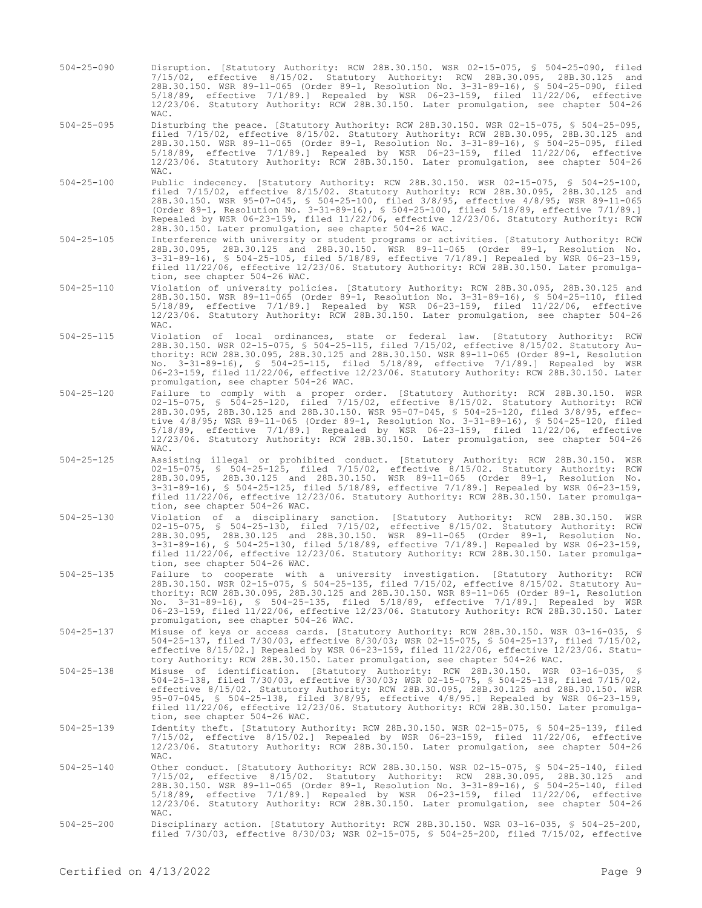504-25-090 Disruption. [Statutory Authority: RCW 28B.30.150. WSR 02-15-075, § 504-25-090, filed 7/15/02, effective 8/15/02. Statutory Authority: RCW 28B.30.095, 28B.30.125 and 28B.30.150. WSR 89-11-065 (Order 89-1, Resolution No. 3-31-89-16), § 504-25-090, filed 5/18/89, effective 7/1/89.] Repealed by WSR 06-23-159, filed 11/22/06, effective 12/23/06. Statutory Authority: RCW 28B.30.150. Later promulgation, see chapter 504-26 WAC.

504-25-095 Disturbing the peace. [Statutory Authority: RCW 28B.30.150. WSR 02-15-075, § 504-25-095, filed 7/15/02, effective 8/15/02. Statutory Authority: RCW 28B.30.095, 28B.30.125 and 28B.30.150. WSR 89-11-065 (Order 89-1, Resolution No. 3-31-89-16), § 504-25-095, filed 5/18/89, effective 7/1/89.] Repealed by WSR 06-23-159, filed 11/22/06, effective 12/23/06. Statutory Authority: RCW 28B.30.150. Later promulgation, see chapter 504-26 WAC.

504-25-100 Public indecency. [Statutory Authority: RCW 28B.30.150. WSR 02-15-075, § 504-25-100, filed 7/15/02, effective 8/15/02. Statutory Authority: RCW 28B.30.095, 28B.30.125 and 28B.30.150. WSR 95-07-045, § 504-25-100, filed 3/8/95, effective 4/8/95; WSR 89-11-065 (Order 89-1, Resolution No. 3-31-89-16), § 504-25-100, filed 5/18/89, effective 7/1/89.] Repealed by WSR 06-23-159, filed 11/22/06, effective 12/23/06. Statutory Authority: RCW 28B.30.150. Later promulgation, see chapter 504-26 WAC.

504-25-105 Interference with university or student programs or activities. [Statutory Authority: RCW 28B.30.095, 28B.30.125 and 28B.30.150. WSR 89-11-065 (Order 89-1, Resolution No. 3-31-89-16), § 504-25-105, filed 5/18/89, effective 7/1/89.] Repealed by WSR 06-23-159, filed 11/22/06, effective 12/23/06. Statutory Authority: RCW 28B.30.150. Later promulgation, see chapter 504-26 WAC.

504-25-110 Violation of university policies. [Statutory Authority: RCW 28B.30.095, 28B.30.125 and 28B.30.150. WSR 89-11-065 (Order 89-1, Resolution No. 3-31-89-16), § 504-25-110, filed 5/18/89, effective 7/1/89.] Repealed by WSR 06-23-159, filed 11/22/06, effective 12/23/06. Statutory Authority: RCW 28B.30.150. Later promulgation, see chapter 504-26 WAC.

504-25-115 Violation of local ordinances, state or federal law. [Statutory Authority: RCW 28B.30.150. WSR 02-15-075, § 504-25-115, filed 7/15/02, effective 8/15/02. Statutory Authority: RCW 28B.30.095, 28B.30.125 and 28B.30.150. WSR 89-11-065 (Order 89-1, Resolution No. 3-31-89-16), § 504-25-115, filed 5/18/89, effective 7/1/89.] Repealed by WSR 06-23-159, filed 11/22/06, effective 12/23/06. Statutory Authority: RCW 28B.30.150. Later promulgation, see chapter 504-26 WAC.

504-25-120 Failure to comply with a proper order. [Statutory Authority: RCW 28B.30.150. WSR 02-15-075, § 504-25-120, filed 7/15/02, effective 8/15/02. Statutory Authority: RCW 28B.30.095, 28B.30.125 and 28B.30.150. WSR 95-07-045, § 504-25-120, filed 3/8/95, effective 4/8/95; WSR 89-11-065 (Order 89-1, Resolution No. 3-31-89-16), § 504-25-120, filed 5/18/89, effective 7/1/89.] Repealed by WSR 06-23-159, filed 11/22/06, effective 12/23/06. Statutory Authority: RCW 28B.30.150. Later promulgation, see chapter 504-26 WAC.

504-25-125 Assisting illegal or prohibited conduct. [Statutory Authority: RCW 28B.30.150. WSR 02-15-075, § 504-25-125, filed 7/15/02, effective 8/15/02. Statutory Authority: RCW 28B.30.095, 28B.30.125 and 28B.30.150. WSR 89-11-065 (Order 89-1, Resolution No. 3-31-89-16), § 504-25-125, filed 5/18/89, effective 7/1/89.] Repealed by WSR 06-23-159, filed 11/22/06, effective 12/23/06. Statutory Authority: RCW 28B.30.150. Later promulgation, see chapter 504-26 WAC.

504-25-130 Violation of a disciplinary sanction. [Statutory Authority: RCW 28B.30.150. WSR 02-15-075, § 504-25-130, filed 7/15/02, effective 8/15/02. Statutory Authority: RCW 28B.30.095, 28B.30.125 and 28B.30.150. WSR 89-11-065 (Order 89-1, Resolution No. 3-31-89-16), § 504-25-130, filed 5/18/89, effective 7/1/89.] Repealed by WSR 06-23-159, filed 11/22/06, effective 12/23/06. Statutory Authority: RCW 28B.30.150. Later promulgation, see chapter 504-26 WAC.

504-25-135 Failure to cooperate with a university investigation. [Statutory Authority: RCW 28B.30.150. WSR 02-15-075, § 504-25-135, filed 7/15/02, effective 8/15/02. Statutory Authority: RCW 28B.30.095, 28B.30.125 and 28B.30.150. WSR 89-11-065 (Order 89-1, Resolution No. 3-31-89-16), § 504-25-135, filed 5/18/89, effective 7/1/89.] Repealed by WSR 06-23-159, filed 11/22/06, effective 12/23/06. Statutory Authority: RCW 28B.30.150. Later promulgation, see chapter 504-26 WAC.

504-25-137 Misuse of keys or access cards. [Statutory Authority: RCW 28B.30.150. WSR 03-16-035, § 504-25-137, filed 7/30/03, effective 8/30/03; WSR 02-15-075, § 504-25-137, filed 7/15/02, effective 8/15/02.] Repealed by WSR 06-23-159, filed 11/22/06, effective 12/23/06. Statutory Authority: RCW 28B.30.150. Later promulgation, see chapter 504-26 WAC.

504-25-138 Misuse of identification. [Statutory Authority: RCW 28B.30.150. WSR 03-16-035, § 504-25-138, filed 7/30/03, effective 8/30/03; WSR 02-15-075, § 504-25-138, filed 7/15/02, effective 8/15/02. Statutory Authority: RCW 28B.30.095, 28B.30.125 and 28B.30.150. WSR 95-07-045, § 504-25-138, filed 3/8/95, effective 4/8/95.] Repealed by WSR 06-23-159, filed 11/22/06, effective 12/23/06. Statutory Authority: RCW 28B.30.150. Later promulgation, see chapter 504-26 WAC.

504-25-139 Identity theft. [Statutory Authority: RCW 28B.30.150. WSR 02-15-075, § 504-25-139, filed 7/15/02, effective 8/15/02.] Repealed by WSR 06-23-159, filed 11/22/06, effective 12/23/06. Statutory Authority: RCW 28B.30.150. Later promulgation, see chapter 504-26 WAC.

504-25-140 Other conduct. [Statutory Authority: RCW 28B.30.150. WSR 02-15-075, § 504-25-140, filed 7/15/02, effective 8/15/02. Statutory Authority: RCW 28B.30.095, 28B.30.125 and 28B.30.150. WSR 89-11-065 (Order 89-1, Resolution No. 3-31-89-16), § 504-25-140, filed 5/18/89, effective 7/1/89.] Repealed by WSR 06-23-159, filed 11/22/06, effective 12/23/06. Statutory Authority: RCW 28B.30.150. Later promulgation, see chapter 504-26 WAC.

504-25-200 Disciplinary action. [Statutory Authority: RCW 28B.30.150. WSR 03-16-035, § 504-25-200, filed 7/30/03, effective 8/30/03; WSR 02-15-075, § 504-25-200, filed 7/15/02, effective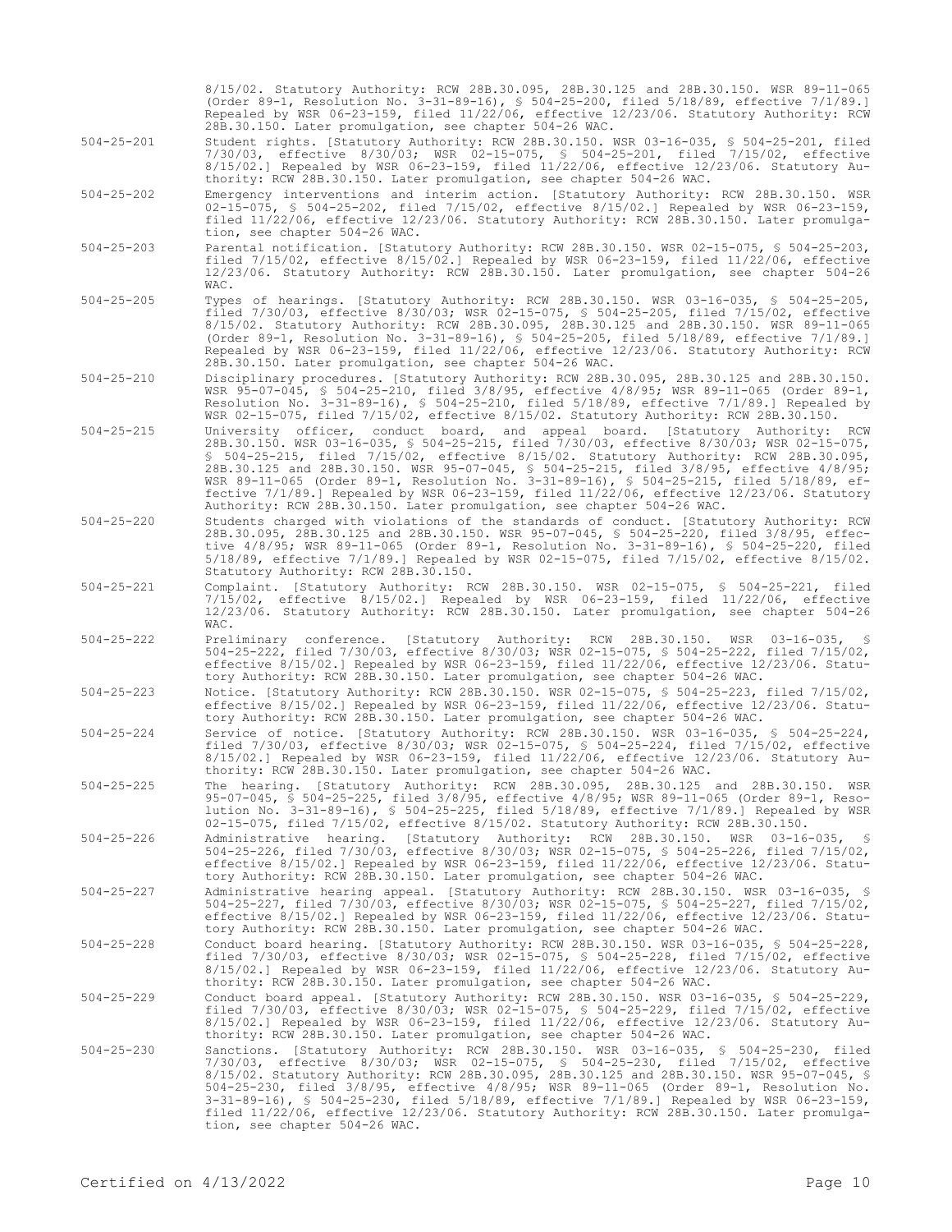8/15/02. Statutory Authority: RCW 28B.30.095, 28B.30.125 and 28B.30.150. WSR 89-11-065 (Order 89-1, Resolution No. 3-31-89-16), § 504-25-200, filed 5/18/89, effective 7/1/89.] Repealed by WSR 06-23-159, filed 11/22/06, effective 12/23/06. Statutory Authority: RCW 28B.30.150. Later promulgation, see chapter 504-26 WAC.

504-25-201 Student rights. [Statutory Authority: RCW 28B.30.150. WSR 03-16-035, § 504-25-201, filed 7/30/03, effective 8/30/03; WSR 02-15-075, § 504-25-201, filed 7/15/02, effective 8/15/02.] Repealed by WSR 06-23-159, filed 11/22/06, effective 12/23/06. Statutory Authority: RCW 28B.30.150. Later promulgation, see chapter 504-26 WAC.

504-25-202 Emergency interventions and interim action. [Statutory Authority: RCW 28B.30.150. WSR 02-15-075, § 504-25-202, filed 7/15/02, effective 8/15/02.] Repealed by WSR 06-23-159, filed 11/22/06, effective 12/23/06. Statutory Authority: RCW 28B.30.150. Later promulgation, see chapter 504-26 WAC.

504-25-203 Parental notification. [Statutory Authority: RCW 28B.30.150. WSR 02-15-075, § 504-25-203, filed 7/15/02, effective 8/15/02.] Repealed by WSR 06-23-159, filed 11/22/06, effective 12/23/06. Statutory Authority: RCW 28B.30.150. Later promulgation, see chapter 504-26 WAC.

504-25-205 Types of hearings. [Statutory Authority: RCW 28B.30.150. WSR 03-16-035, § 504-25-205, filed 7/30/03, effective 8/30/03; WSR 02-15-075, § 504-25-205, filed 7/15/02, effective 8/15/02. Statutory Authority: RCW 28B.30.095, 28B.30.125 and 28B.30.150. WSR 89-11-065 (Order 89-1, Resolution No. 3-31-89-16), § 504-25-205, filed 5/18/89, effective 7/1/89.] Repealed by WSR 06-23-159, filed 11/22/06, effective 12/23/06. Statutory Authority: RCW 28B.30.150. Later promulgation, see chapter 504-26 WAC.

504-25-210 Disciplinary procedures. [Statutory Authority: RCW 28B.30.095, 28B.30.125 and 28B.30.150. WSR 95-07-045, § 504-25-210, filed 3/8/95, effective 4/8/95; WSR 89-11-065 (Order 89-1, Resolution No. 3-31-89-16), § 504-25-210, filed 5/18/89, effective 7/1/89.] Repealed by WSR 02-15-075, filed 7/15/02, effective 8/15/02. Statutory Authority: RCW 28B.30.150.

504-25-215 University officer, conduct board, and appeal board. [Statutory Authority: RCW 28B.30.150. WSR 03-16-035, § 504-25-215, filed 7/30/03, effective 8/30/03; WSR 02-15-075, § 504-25-215, filed 7/15/02, effective 8/15/02. Statutory Authority: RCW 28B.30.095, 28B.30.125 and 28B.30.150. WSR 95-07-045, § 504-25-215, filed 3/8/95, effective 4/8/95; WSR 89-11-065 (Order 89-1, Resolution No. 3-31-89-16), § 504-25-215, filed 5/18/89, effective 7/1/89.] Repealed by WSR 06-23-159, filed 11/22/06, effective 12/23/06. Statutory Authority: RCW 28B.30.150. Later promulgation, see chapter 504-26 WAC.

504-25-220 Students charged with violations of the standards of conduct. [Statutory Authority: RCW 28B.30.095, 28B.30.125 and 28B.30.150. WSR 95-07-045, § 504-25-220, filed 3/8/95, effective 4/8/95; WSR 89-11-065 (Order 89-1, Resolution No. 3-31-89-16), § 504-25-220, filed 5/18/89, effective 7/1/89.] Repealed by WSR 02-15-075, filed 7/15/02, effective 8/15/02. Statutory Authority: RCW 28B.30.150.

504-25-221 Complaint. [Statutory Authority: RCW 28B.30.150. WSR 02-15-075, § 504-25-221, filed 7/15/02, effective 8/15/02.] Repealed by WSR 06-23-159, filed 11/22/06, effective 12/23/06. Statutory Authority: RCW 28B.30.150. Later promulgation, see chapter 504-26 WAC.

504-25-222 Preliminary conference. [Statutory Authority: RCW 28B.30.150. WSR 03-16-035, § 504-25-222, filed 7/30/03, effective 8/30/03; WSR 02-15-075, § 504-25-222, filed 7/15/02, effective 8/15/02.] Repealed by WSR 06-23-159, filed 11/22/06, effective 12/23/06. Statutory Authority: RCW 28B.30.150. Later promulgation, see chapter 504-26 WAC.

504-25-223 Notice. [Statutory Authority: RCW 28B.30.150. WSR 02-15-075, § 504-25-223, filed 7/15/02, effective 8/15/02.] Repealed by WSR 06-23-159, filed 11/22/06, effective 12/23/06. Statutory Authority: RCW 28B.30.150. Later promulgation, see chapter 504-26 WAC.

504-25-224 Service of notice. [Statutory Authority: RCW 28B.30.150. WSR 03-16-035, § 504-25-224, filed 7/30/03, effective 8/30/03; WSR 02-15-075, § 504-25-224, filed 7/15/02, effective 8/15/02.] Repealed by WSR 06-23-159, filed 11/22/06, effective 12/23/06. Statutory Authority: RCW 28B.30.150. Later promulgation, see chapter 504-26 WAC.

504-25-225 The hearing. [Statutory Authority: RCW 28B.30.095, 28B.30.125 and 28B.30.150. WSR 95-07-045, § 504-25-225, filed 3/8/95, effective 4/8/95; WSR 89-11-065 (Order 89-1, Resolution No. 3-31-89-16), § 504-25-225, filed 5/18/89, effective 7/1/89.] Repealed by WSR 02-15-075, filed 7/15/02, effective 8/15/02. Statutory Authority: RCW 28B.30.150.

504-25-226 Administrative hearing. [Statutory Authority: RCW 28B.30.150. WSR 03-16-035, § 504-25-226, filed 7/30/03, effective 8/30/03; WSR 02-15-075, § 504-25-226, filed 7/15/02, effective 8/15/02.] Repealed by WSR 06-23-159, filed 11/22/06, effective 12/23/06. Statutory Authority: RCW 28B.30.150. Later promulgation, see chapter 504-26 WAC.

504-25-227 Administrative hearing appeal. [Statutory Authority: RCW 28B.30.150. WSR 03-16-035, § 504-25-227, filed 7/30/03, effective 8/30/03; WSR 02-15-075, § 504-25-227, filed 7/15/02, effective 8/15/02.] Repealed by WSR 06-23-159, filed 11/22/06, effective 12/23/06. Statutory Authority: RCW 28B.30.150. Later promulgation, see chapter 504-26 WAC.

504-25-228 Conduct board hearing. [Statutory Authority: RCW 28B.30.150. WSR 03-16-035, § 504-25-228, filed 7/30/03, effective 8/30/03; WSR 02-15-075, § 504-25-228, filed 7/15/02, effective 8/15/02.] Repealed by WSR 06-23-159, filed 11/22/06, effective 12/23/06. Statutory Authority: RCW 28B.30.150. Later promulgation, see chapter 504-26 WAC.

504-25-229 Conduct board appeal. [Statutory Authority: RCW 28B.30.150. WSR 03-16-035, § 504-25-229, filed 7/30/03, effective 8/30/03; WSR 02-15-075, § 504-25-229, filed 7/15/02, effective 8/15/02.] Repealed by WSR 06-23-159, filed 11/22/06, effective 12/23/06. Statutory Authority: RCW 28B.30.150. Later promulgation, see chapter 504-26 WAC.

504-25-230 Sanctions. [Statutory Authority: RCW 28B.30.150. WSR 03-16-035, § 504-25-230, filed 7/30/03, effective 8/30/03; WSR 02-15-075, § 504-25-230, filed 7/15/02, effective 8/15/02. Statutory Authority: RCW 28B.30.095, 28B.30.125 and 28B.30.150. WSR 95-07-045, § 504-25-230, filed 3/8/95, effective 4/8/95; WSR 89-11-065 (Order 89-1, Resolution No. 3-31-89-16), § 504-25-230, filed 5/18/89, effective 7/1/89.] Repealed by WSR 06-23-159, filed 11/22/06, effective 12/23/06. Statutory Authority: RCW 28B.30.150. Later promulgation, see chapter 504-26 WAC.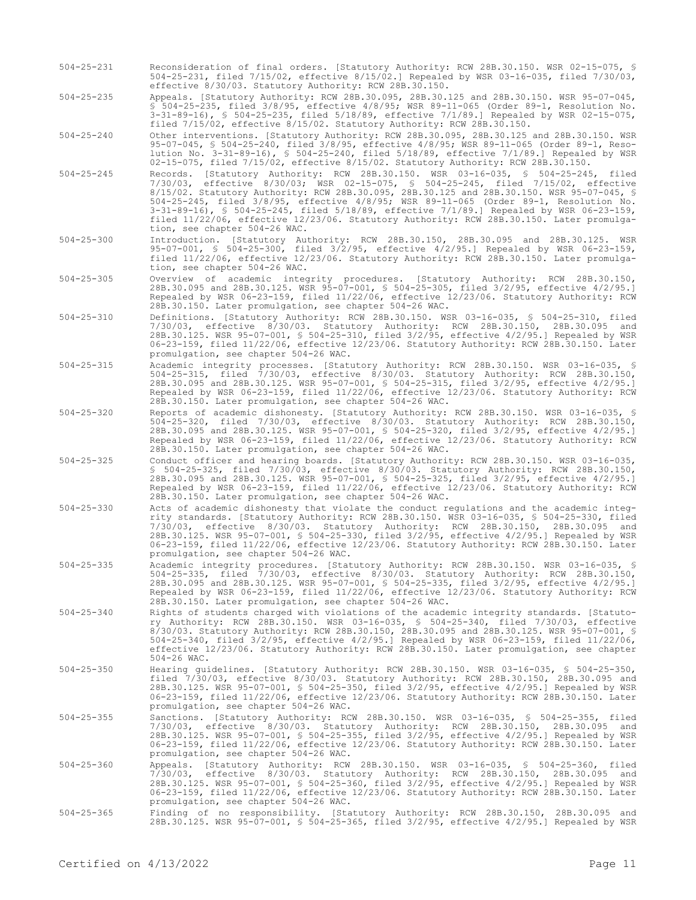504-25-231 Reconsideration of final orders. [Statutory Authority: RCW 28B.30.150. WSR 02-15-075, § 504-25-231, filed 7/15/02, effective 8/15/02.] Repealed by WSR 03-16-035, filed 7/30/03, effective 8/30/03. Statutory Authority: RCW 28B.30.150.

504-25-235 Appeals. [Statutory Authority: RCW 28B.30.095, 28B.30.125 and 28B.30.150. WSR 95-07-045, § 504-25-235, filed 3/8/95, effective 4/8/95; WSR 89-11-065 (Order 89-1, Resolution No. 3-31-89-16), § 504-25-235, filed 5/18/89, effective 7/1/89.] Repealed by WSR 02-15-075, filed 7/15/02, effective 8/15/02. Statutory Authority: RCW 28B.30.150.

504-25-240 Other interventions. [Statutory Authority: RCW 28B.30.095, 28B.30.125 and 28B.30.150. WSR 95-07-045, § 504-25-240, filed 3/8/95, effective 4/8/95; WSR 89-11-065 (Order 89-1, Resolution No. 3-31-89-16), § 504-25-240, filed 5/18/89, effective 7/1/89.] Repealed by WSR 02-15-075, filed 7/15/02, effective 8/15/02. Statutory Authority: RCW 28B.30.150.

504-25-245 Records. [Statutory Authority: RCW 28B.30.150. WSR 03-16-035, § 504-25-245, filed 7/30/03, effective 8/30/03; WSR 02-15-075, § 504-25-245, filed 7/15/02, effective 8/15/02. Statutory Authority: RCW 28B.30.095, 28B.30.125 and 28B.30.150. WSR 95-07-045, § 504-25-245, filed 3/8/95, effective 4/8/95; WSR 89-11-065 (Order 89-1, Resolution No. 3-31-89-16), § 504-25-245, filed 5/18/89, effective 7/1/89.] Repealed by WSR 06-23-159, filed 11/22/06, effective 12/23/06. Statutory Authority: RCW 28B.30.150. Later promulgation, see chapter 504-26 WAC.

504-25-300 Introduction. [Statutory Authority: RCW 28B.30.150, 28B.30.095 and 28B.30.125. WSR 95-07-001, § 504-25-300, filed 3/2/95, effective 4/2/95.] Repealed by WSR 06-23-159, filed 11/22/06, effective 12/23/06. Statutory Authority: RCW 28B.30.150. Later promulgation, see chapter 504-26 WAC.

504-25-305 Overview of academic integrity procedures. [Statutory Authority: RCW 28B.30.150, 28B.30.095 and 28B.30.125. WSR 95-07-001, § 504-25-305, filed 3/2/95, effective 4/2/95.] Repealed by WSR 06-23-159, filed 11/22/06, effective 12/23/06. Statutory Authority: RCW 28B.30.150. Later promulgation, see chapter 504-26 WAC.

504-25-310 Definitions. [Statutory Authority: RCW 28B.30.150. WSR 03-16-035, § 504-25-310, filed 7/30/03, effective 8/30/03. Statutory Authority: RCW 28B.30.150, 28B.30.095 and 28B.30.125. WSR 95-07-001, § 504-25-310, filed 3/2/95, effective 4/2/95.] Repealed by WSR 06-23-159, filed 11/22/06, effective 12/23/06. Statutory Authority: RCW 28B.30.150. Later promulgation, see chapter 504-26 WAC.

504-25-315 Academic integrity processes. [Statutory Authority: RCW 28B.30.150. WSR 03-16-035, § 504-25-315, filed 7/30/03, effective 8/30/03. Statutory Authority: RCW 28B.30.150, 28B.30.095 and 28B.30.125. WSR 95-07-001, § 504-25-315, filed 3/2/95, effective 4/2/95.] Repealed by WSR 06-23-159, filed 11/22/06, effective 12/23/06. Statutory Authority: RCW 28B.30.150. Later promulgation, see chapter 504-26 WAC.

504-25-320 Reports of academic dishonesty. [Statutory Authority: RCW 28B.30.150. WSR 03-16-035, § 504-25-320, filed 7/30/03, effective 8/30/03. Statutory Authority: RCW 28B.30.150, 28B.30.095 and 28B.30.125. WSR 95-07-001, § 504-25-320, filed 3/2/95, effective 4/2/95.] Repealed by WSR 06-23-159, filed 11/22/06, effective 12/23/06. Statutory Authority: RCW 28B.30.150. Later promulgation, see chapter 504-26 WAC.

504-25-325 Conduct officer and hearing boards. [Statutory Authority: RCW 28B.30.150. WSR 03-16-035, § 504-25-325, filed 7/30/03, effective 8/30/03. Statutory Authority: RCW 28B.30.150, 28B.30.095 and 28B.30.125. WSR 95-07-001, § 504-25-325, filed 3/2/95, effective 4/2/95.] Repealed by WSR 06-23-159, filed 11/22/06, effective 12/23/06. Statutory Authority: RCW 28B.30.150. Later promulgation, see chapter 504-26 WAC.

504-25-330 Acts of academic dishonesty that violate the conduct regulations and the academic integrity standards. [Statutory Authority: RCW 28B.30.150. WSR 03-16-035, § 504-25-330, filed 7/30/03, effective 8/30/03. Statutory Authority: RCW 28B.30.150, 28B.30.095 and 28B.30.125. WSR 95-07-001, § 504-25-330, filed 3/2/95, effective 4/2/95.] Repealed by WSR 06-23-159, filed 11/22/06, effective 12/23/06. Statutory Authority: RCW 28B.30.150. Later promulgation, see chapter 504-26 WAC.

504-25-335 Academic integrity procedures. [Statutory Authority: RCW 28B.30.150. WSR 03-16-035, § 504-25-335, filed 7/30/03, effective 8/30/03. Statutory Authority: RCW 28B.30.150, 28B.30.095 and 28B.30.125. WSR 95-07-001, § 504-25-335, filed 3/2/95, effective 4/2/95.] Repealed by WSR 06-23-159, filed 11/22/06, effective 12/23/06. Statutory Authority: RCW 28B.30.150. Later promulgation, see chapter 504-26 WAC.

504-25-340 Rights of students charged with violations of the academic integrity standards. [Statutory Authority: RCW 28B.30.150. WSR 03-16-035, § 504-25-340, filed 7/30/03, effective 8/30/03. Statutory Authority: RCW 28B.30.150, 28B.30.095 and 28B.30.125. WSR 95-07-001, § 504-25-340, filed 3/2/95, effective 4/2/95.] Repealed by WSR 06-23-159, filed 11/22/06, effective 12/23/06. Statutory Authority: RCW 28B.30.150. Later promulgation, see chapter 504-26 WAC.

504-25-350 Hearing guidelines. [Statutory Authority: RCW 28B.30.150. WSR 03-16-035, § 504-25-350, filed 7/30/03, effective 8/30/03. Statutory Authority: RCW 28B.30.150, 28B.30.095 and 28B.30.125. WSR 95-07-001, § 504-25-350, filed 3/2/95, effective 4/2/95.] Repealed by WSR 06-23-159, filed 11/22/06, effective 12/23/06. Statutory Authority: RCW 28B.30.150. Later promulgation, see chapter 504-26 WAC.

504-25-355 Sanctions. [Statutory Authority: RCW 28B.30.150. WSR 03-16-035, § 504-25-355, filed 7/30/03, effective 8/30/03. Statutory Authority: RCW 28B.30.150, 28B.30.095 and 28B.30.125. WSR 95-07-001, § 504-25-355, filed 3/2/95, effective 4/2/95.] Repealed by WSR 06-23-159, filed 11/22/06, effective 12/23/06. Statutory Authority: RCW 28B.30.150. Later promulgation, see chapter 504-26 WAC.

504-25-360 Appeals. [Statutory Authority: RCW 28B.30.150. WSR 03-16-035, § 504-25-360, filed 7/30/03, effective 8/30/03. Statutory Authority: RCW 28B.30.150, 28B.30.095 and 28B.30.125. WSR 95-07-001, § 504-25-360, filed 3/2/95, effective 4/2/95.] Repealed by WSR 06-23-159, filed 11/22/06, effective 12/23/06. Statutory Authority: RCW 28B.30.150. Later promulgation, see chapter 504-26 WAC.

504-25-365 Finding of no responsibility. [Statutory Authority: RCW 28B.30.150, 28B.30.095 and 28B.30.125. WSR 95-07-001, § 504-25-365, filed 3/2/95, effective 4/2/95.] Repealed by WSR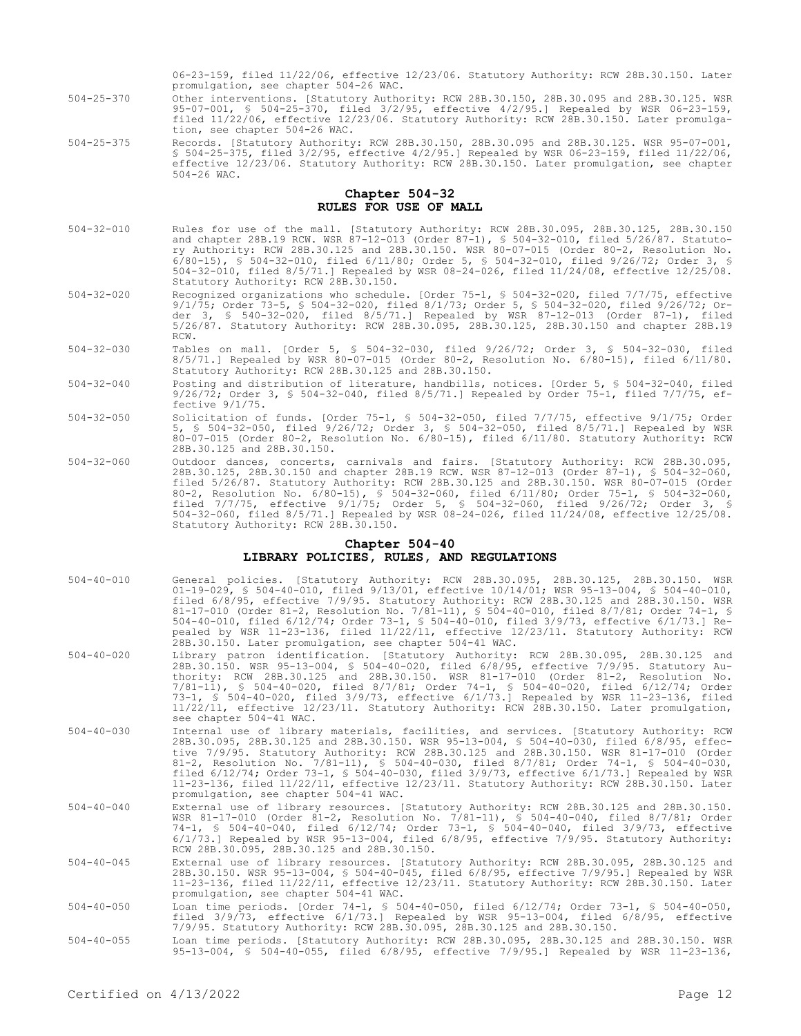06-23-159, filed 11/22/06, effective 12/23/06. Statutory Authority: RCW 28B.30.150. Later promulgation, see chapter 504-26 WAC.

504-25-370 Other interventions. [Statutory Authority: RCW 28B.30.150, 28B.30.095 and 28B.30.125. WSR 95-07-001, § 504-25-370, filed 3/2/95, effective 4/2/95.] Repealed by WSR 06-23-159, filed 11/22/06, effective 12/23/06. Statutory Authority: RCW 28B.30.150. Later promulgation, see chapter 504-26 WAC.

504-25-375 Records. [Statutory Authority: RCW 28B.30.150, 28B.30.095 and 28B.30.125. WSR 95-07-001, § 504-25-375, filed 3/2/95, effective 4/2/95.] Repealed by WSR 06-23-159, filed 11/22/06, effective 12/23/06. Statutory Authority: RCW 28B.30.150. Later promulgation, see chapter 504-26 WAC.

## Chapter 504-32
## RULES FOR USE OF MALL

504-32-010 Rules for use of the mall. [Statutory Authority: RCW 28B.30.095, 28B.30.125, 28B.30.150 and chapter 28B.19 RCW. WSR 87-12-013 (Order 87-1), § 504-32-010, filed 5/26/87. Statutory Authority: RCW 28B.30.125 and 28B.30.150. WSR 80-07-015 (Order 80-2, Resolution No. 6/80-15), § 504-32-010, filed 6/11/80; Order 5, § 504-32-010, filed 9/26/72; Order 3, § 504-32-010, filed 8/5/71.] Repealed by WSR 08-24-026, filed 11/24/08, effective 12/25/08. Statutory Authority: RCW 28B.30.150.

504-32-020 Recognized organizations who schedule. [Order 75-1, § 504-32-020, filed 7/7/75, effective 9/1/75; Order 73-5, § 504-32-020, filed 8/1/73; Order 5, § 504-32-020, filed 9/26/72; Order 3, § 540-32-020, filed 8/5/71.] Repealed by WSR 87-12-013 (Order 87-1), filed 5/26/87. Statutory Authority: RCW 28B.30.095, 28B.30.125, 28B.30.150 and chapter 28B.19 RCW.

504-32-030 Tables on mall. [Order 5, § 504-32-030, filed 9/26/72; Order 3, § 504-32-030, filed 8/5/71.] Repealed by WSR 80-07-015 (Order 80-2, Resolution No. 6/80-15), filed 6/11/80. Statutory Authority: RCW 28B.30.125 and 28B.30.150.

504-32-040 Posting and distribution of literature, handbills, notices. [Order 5, § 504-32-040, filed 9/26/72; Order 3, § 504-32-040, filed 8/5/71.] Repealed by Order 75-1, filed 7/7/75, effective 9/1/75.

504-32-050 Solicitation of funds. [Order 75-1, § 504-32-050, filed 7/7/75, effective 9/1/75; Order 5, § 504-32-050, filed 9/26/72; Order 3, § 504-32-050, filed 8/5/71.] Repealed by WSR 80-07-015 (Order 80-2, Resolution No. 6/80-15), filed 6/11/80. Statutory Authority: RCW 28B.30.125 and 28B.30.150.

504-32-060 Outdoor dances, concerts, carnivals and fairs. [Statutory Authority: RCW 28B.30.095, 28B.30.125, 28B.30.150 and chapter 28B.19 RCW. WSR 87-12-013 (Order 87-1), § 504-32-060, filed 5/26/87. Statutory Authority: RCW 28B.30.125 and 28B.30.150. WSR 80-07-015 (Order 80-2, Resolution No. 6/80-15), § 504-32-060, filed 6/11/80; Order 75-1, § 504-32-060, filed 7/7/75, effective 9/1/75; Order 5, § 504-32-060, filed 9/26/72; Order 3, § 504-32-060, filed 8/5/71.] Repealed by WSR 08-24-026, filed 11/24/08, effective 12/25/08. Statutory Authority: RCW 28B.30.150.

## Chapter 504-40
## LIBRARY POLICIES, RULES, AND REGULATIONS

504-40-010 General policies. [Statutory Authority: RCW 28B.30.095, 28B.30.125, 28B.30.150. WSR 01-19-029, § 504-40-010, filed 9/13/01, effective 10/14/01; WSR 95-13-004, § 504-40-010, filed 6/8/95, effective 7/9/95. Statutory Authority: RCW 28B.30.125 and 28B.30.150. WSR 81-17-010 (Order 81-2, Resolution No. 7/81-11), § 504-40-010, filed 8/7/81; Order 74-1, § 504-40-010, filed 6/12/74; Order 73-1, § 504-40-010, filed 3/9/73, effective 6/1/73.] Repealed by WSR 11-23-136, filed 11/22/11, effective 12/23/11. Statutory Authority: RCW 28B.30.150. Later promulgation, see chapter 504-41 WAC.

504-40-020 Library patron identification. [Statutory Authority: RCW 28B.30.095, 28B.30.125 and 28B.30.150. WSR 95-13-004, § 504-40-020, filed 6/8/95, effective 7/9/95. Statutory Authority: RCW 28B.30.125 and 28B.30.150. WSR 81-17-010 (Order 81-2, Resolution No. 7/81-11), § 504-40-020, filed 8/7/81; Order 74-1, § 504-40-020, filed 6/12/74; Order 73-1, § 504-40-020, filed 3/9/73, effective 6/1/73.] Repealed by WSR 11-23-136, filed 11/22/11, effective 12/23/11. Statutory Authority: RCW 28B.30.150. Later promulgation, see chapter 504-41 WAC.

504-40-030 Internal use of library materials, facilities, and services. [Statutory Authority: RCW 28B.30.095, 28B.30.125 and 28B.30.150. WSR 95-13-004, § 504-40-030, filed 6/8/95, effective 7/9/95. Statutory Authority: RCW 28B.30.125 and 28B.30.150. WSR 81-17-010 (Order 81-2, Resolution No. 7/81-11), § 504-40-030, filed 8/7/81; Order 74-1, § 504-40-030, filed 6/12/74; Order 73-1, § 504-40-030, filed 3/9/73, effective 6/1/73.] Repealed by WSR 11-23-136, filed 11/22/11, effective 12/23/11. Statutory Authority: RCW 28B.30.150. Later promulgation, see chapter 504-41 WAC.

504-40-040 External use of library resources. [Statutory Authority: RCW 28B.30.125 and 28B.30.150. WSR 81-17-010 (Order 81-2, Resolution No. 7/81-11), § 504-40-040, filed 8/7/81; Order 74-1, § 504-40-040, filed 6/12/74; Order 73-1, § 504-40-040, filed 3/9/73, effective 6/1/73.] Repealed by WSR 95-13-004, filed 6/8/95, effective 7/9/95. Statutory Authority: RCW 28B.30.095, 28B.30.125 and 28B.30.150.

504-40-045 External use of library resources. [Statutory Authority: RCW 28B.30.095, 28B.30.125 and 28B.30.150. WSR 95-13-004, § 504-40-045, filed 6/8/95, effective 7/9/95.] Repealed by WSR 11-23-136, filed 11/22/11, effective 12/23/11. Statutory Authority: RCW 28B.30.150. Later promulgation, see chapter 504-41 WAC.

504-40-050 Loan time periods. [Order 74-1, § 504-40-050, filed 6/12/74; Order 73-1, § 504-40-050, filed 3/9/73, effective 6/1/73.] Repealed by WSR 95-13-004, filed 6/8/95, effective 7/9/95. Statutory Authority: RCW 28B.30.095, 28B.30.125 and 28B.30.150.

504-40-055 Loan time periods. [Statutory Authority: RCW 28B.30.095, 28B.30.125 and 28B.30.150. WSR 95-13-004, § 504-40-055, filed 6/8/95, effective 7/9/95.] Repealed by WSR 11-23-136,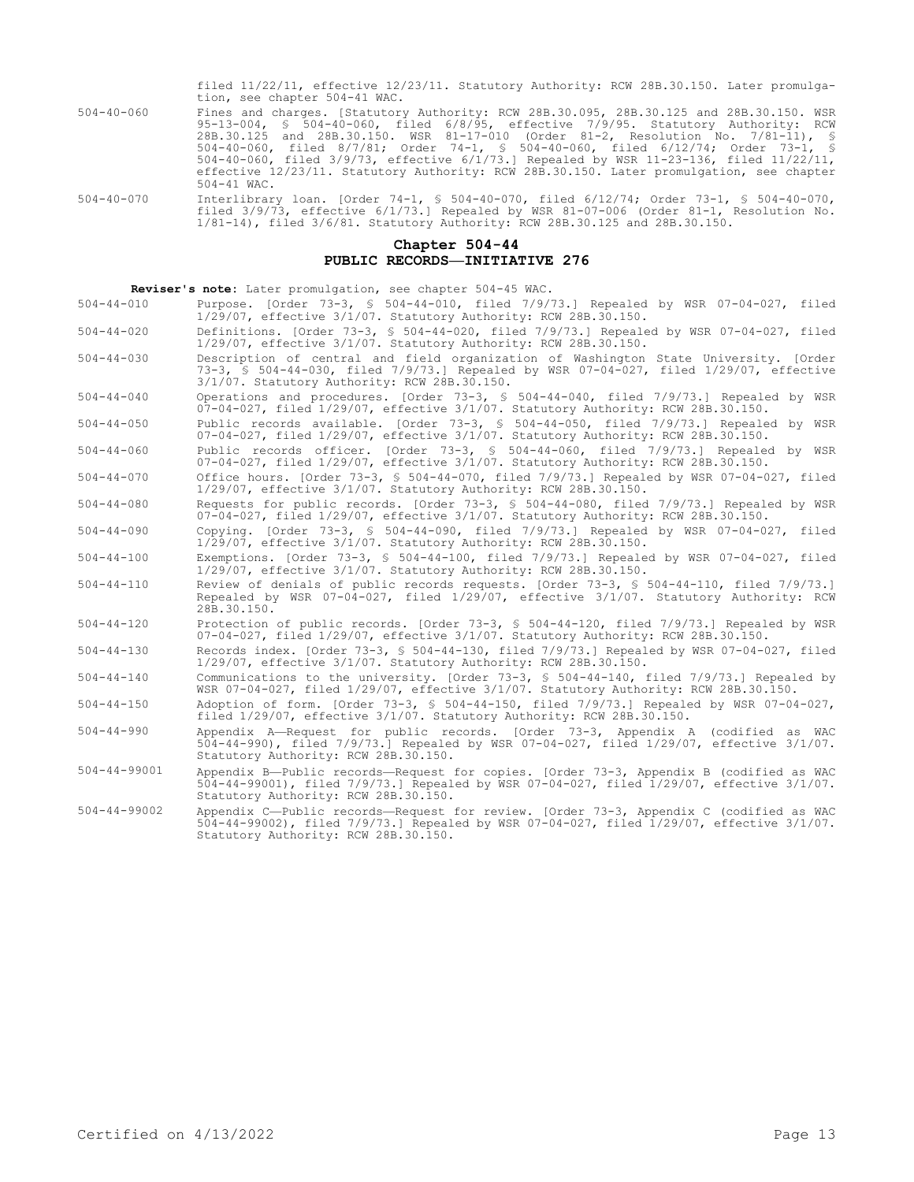filed 11/22/11, effective 12/23/11. Statutory Authority: RCW 28B.30.150. Later promulgation, see chapter 504-41 WAC.

504-40-060 Fines and charges. [Statutory Authority: RCW 28B.30.095, 28B.30.125 and 28B.30.150. WSR 95-13-004, § 504-40-060, filed 6/8/95, effective 7/9/95. Statutory Authority: RCW 28B.30.125 and 28B.30.150. WSR 81-17-010 (Order 81-2, Resolution No. 7/81-11), § 504-40-060, filed 8/7/81; Order 74-1, § 504-40-060, filed 6/12/74; Order 73-1, § 504-40-060, filed 3/9/73, effective 6/1/73.] Repealed by WSR 11-23-136, filed 11/22/11, effective 12/23/11. Statutory Authority: RCW 28B.30.150. Later promulgation, see chapter 504-41 WAC.

504-40-070 Interlibrary loan. [Order 74-1, § 504-40-070, filed 6/12/74; Order 73-1, § 504-40-070, filed 3/9/73, effective 6/1/73.] Repealed by WSR 81-07-006 (Order 81-1, Resolution No. 1/81-14), filed 3/6/81. Statutory Authority: RCW 28B.30.125 and 28B.30.150.

## Chapter 504-44
## PUBLIC RECORDS—INITIATIVE 276

**Reviser's note:** Later promulgation, see chapter 504-45 WAC.

504-44-010 Purpose. [Order 73-3, § 504-44-010, filed 7/9/73.] Repealed by WSR 07-04-027, filed 1/29/07, effective 3/1/07. Statutory Authority: RCW 28B.30.150.

504-44-020 Definitions. [Order 73-3, § 504-44-020, filed 7/9/73.] Repealed by WSR 07-04-027, filed 1/29/07, effective 3/1/07. Statutory Authority: RCW 28B.30.150.

504-44-030 Description of central and field organization of Washington State University. [Order 73-3, § 504-44-030, filed 7/9/73.] Repealed by WSR 07-04-027, filed 1/29/07, effective 3/1/07. Statutory Authority: RCW 28B.30.150.

504-44-040 Operations and procedures. [Order 73-3, § 504-44-040, filed 7/9/73.] Repealed by WSR 07-04-027, filed 1/29/07, effective 3/1/07. Statutory Authority: RCW 28B.30.150.

504-44-050 Public records available. [Order 73-3, § 504-44-050, filed 7/9/73.] Repealed by WSR 07-04-027, filed 1/29/07, effective 3/1/07. Statutory Authority: RCW 28B.30.150.

504-44-060 Public records officer. [Order 73-3, § 504-44-060, filed 7/9/73.] Repealed by WSR 07-04-027, filed 1/29/07, effective 3/1/07. Statutory Authority: RCW 28B.30.150.

504-44-070 Office hours. [Order 73-3, § 504-44-070, filed 7/9/73.] Repealed by WSR 07-04-027, filed 1/29/07, effective 3/1/07. Statutory Authority: RCW 28B.30.150.

504-44-080 Requests for public records. [Order 73-3, § 504-44-080, filed 7/9/73.] Repealed by WSR 07-04-027, filed 1/29/07, effective 3/1/07. Statutory Authority: RCW 28B.30.150.

504-44-090 Copying. [Order 73-3, § 504-44-090, filed 7/9/73.] Repealed by WSR 07-04-027, filed 1/29/07, effective 3/1/07. Statutory Authority: RCW 28B.30.150.

504-44-100 Exemptions. [Order 73-3, § 504-44-100, filed 7/9/73.] Repealed by WSR 07-04-027, filed 1/29/07, effective 3/1/07. Statutory Authority: RCW 28B.30.150.

504-44-110 Review of denials of public records requests. [Order 73-3, § 504-44-110, filed 7/9/73.] Repealed by WSR 07-04-027, filed 1/29/07, effective 3/1/07. Statutory Authority: RCW 28B.30.150.

504-44-120 Protection of public records. [Order 73-3, § 504-44-120, filed 7/9/73.] Repealed by WSR 07-04-027, filed 1/29/07, effective 3/1/07. Statutory Authority: RCW 28B.30.150.

504-44-130 Records index. [Order 73-3, § 504-44-130, filed 7/9/73.] Repealed by WSR 07-04-027, filed 1/29/07, effective 3/1/07. Statutory Authority: RCW 28B.30.150.

504-44-140 Communications to the university. [Order 73-3, § 504-44-140, filed 7/9/73.] Repealed by WSR 07-04-027, filed 1/29/07, effective 3/1/07. Statutory Authority: RCW 28B.30.150.

504-44-150 Adoption of form. [Order 73-3, § 504-44-150, filed 7/9/73.] Repealed by WSR 07-04-027, filed 1/29/07, effective 3/1/07. Statutory Authority: RCW 28B.30.150.

504-44-990 Appendix A—Request for public records. [Order 73-3, Appendix A (codified as WAC 504-44-990), filed 7/9/73.] Repealed by WSR 07-04-027, filed 1/29/07, effective 3/1/07. Statutory Authority: RCW 28B.30.150.

504-44-99001 Appendix B—Public records—Request for copies. [Order 73-3, Appendix B (codified as WAC 504-44-99001), filed 7/9/73.] Repealed by WSR 07-04-027, filed 1/29/07, effective 3/1/07. Statutory Authority: RCW 28B.30.150.

504-44-99002 Appendix C—Public records—Request for review. [Order 73-3, Appendix C (codified as WAC 504-44-99002), filed 7/9/73.] Repealed by WSR 07-04-027, filed 1/29/07, effective 3/1/07. Statutory Authority: RCW 28B.30.150.